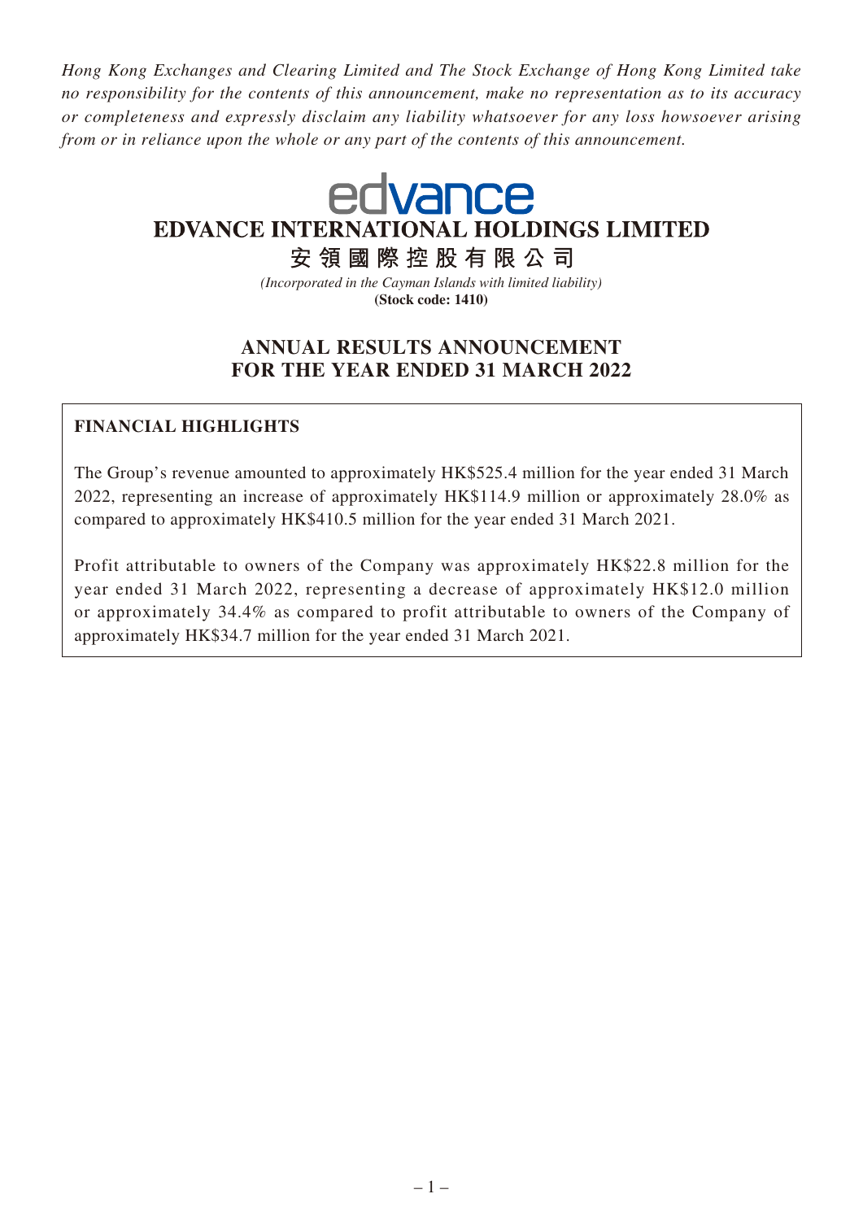*Hong Kong Exchanges and Clearing Limited and The Stock Exchange of Hong Kong Limited take no responsibility for the contents of this announcement, make no representation as to its accuracy or completeness and expressly disclaim any liability whatsoever for any loss howsoever arising from or in reliance upon the whole or any part of the contents of this announcement.*

edvance

# EDVANCE INTERNATIONAL HOLDINGS LIMITED

# 安領國際控股有限公司

*(Incorporated in the Cayman Islands with limited liability)*

**(Stock code: 1410)**

## ANNUAL RESULTS ANNOUNCEMENT FOR THE YEAR ENDED 31 MARCH 2022

**FINANCIAL HIGHLIGHTS**

The Group's revenue amounted to approximately HK$525.4 million for the year ended 31 March 2022, representing an increase of approximately HK$114.9 million or approximately 28.0% as compared to approximately HK$410.5 million for the year ended 31 March 2021.

Profit attributable to owners of the Company was approximately HK$22.8 million for the year ended 31 March 2022, representing a decrease of approximately HK$12.0 million or approximately 34.4% as compared to profit attributable to owners of the Company of approximately HK$34.7 million for the year ended 31 March 2021.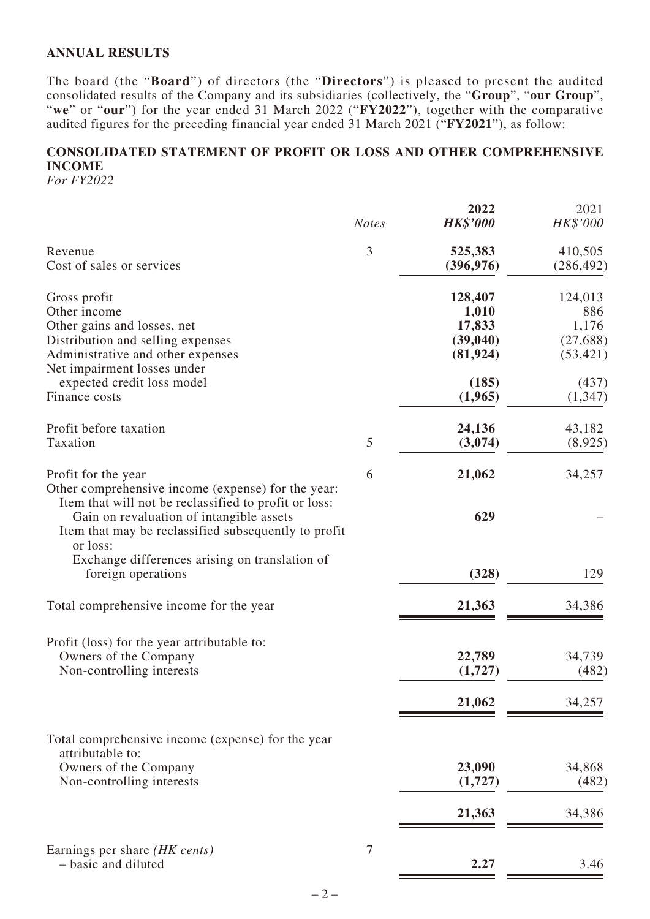## ANNUAL RESULTS

The board (the "**Board**") of directors (the "**Directors**") is pleased to present the audited consolidated results of the Company and its subsidiaries (collectively, the "**Group**", "**our Group**", "**we**" or "**our**") for the year ended 31 March 2022 ("**FY2022**"), together with the comparative audited figures for the preceding financial year ended 31 March 2021 ("**FY2021**"), as follow:

## CONSOLIDATED STATEMENT OF PROFIT OR LOSS AND OTHER COMPREHENSIVE INCOME

*For FY2022*

| | *Notes* | **2022** | 2021 |
|---|---|---|---|
| | | ***HK$'000*** | *HK$'000* |
| Revenue | 3 | **525,383** | 410,505 |
| Cost of sales or services | | **(396,976)** | (286,492) |
| Gross profit | | **128,407** | 124,013 |
| Other income | | **1,010** | 886 |
| Other gains and losses, net | | **17,833** | 1,176 |
| Distribution and selling expenses | | **(39,040)** | (27,688) |
| Administrative and other expenses | | **(81,924)** | (53,421) |
| Net impairment losses under expected credit loss model | | **(185)** | (437) |
| Finance costs | | **(1,965)** | (1,347) |
| Profit before taxation | | **24,136** | 43,182 |
| Taxation | 5 | **(3,074)** | (8,925) |
| Profit for the year | 6 | **21,062** | 34,257 |
| Other comprehensive income (expense) for the year: | | | |
| Item that will not be reclassified to profit or loss: | | | |
| Gain on revaluation of intangible assets | | **629** | – |
| Item that may be reclassified subsequently to profit or loss: | | | |
| Exchange differences arising on translation of foreign operations | | **(328)** | 129 |
| Total comprehensive income for the year | | **21,363** | 34,386 |
| Profit (loss) for the year attributable to: | | | |
| Owners of the Company | | **22,789** | 34,739 |
| Non-controlling interests | | **(1,727)** | (482) |
| | | **21,062** | 34,257 |
| Total comprehensive income (expense) for the year attributable to: | | | |
| Owners of the Company | | **23,090** | 34,868 |
| Non-controlling interests | | **(1,727)** | (482) |
| | | **21,363** | 34,386 |
| Earnings per share *(HK cents)* | 7 | | |
| – basic and diluted | | **2.27** | 3.46 |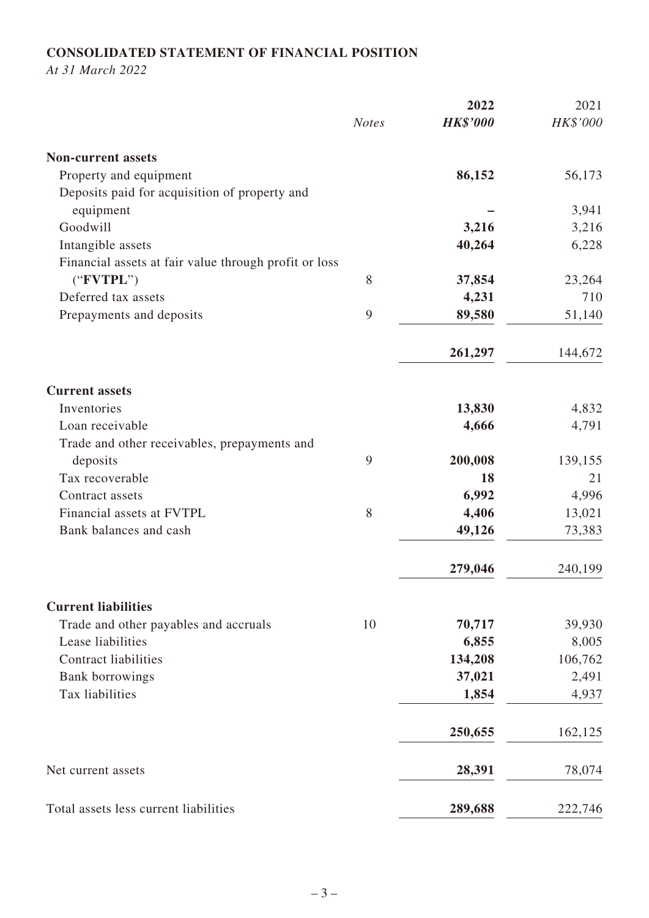**CONSOLIDATED STATEMENT OF FINANCIAL POSITION**

*At 31 March 2022*

| | *Notes* | **2022** | 2021 |
|---|---|---|---|
| | | ***HK$'000*** | *HK$'000* |
| **Non-current assets** | | | |
| Property and equipment | | **86,152** | 56,173 |
| Deposits paid for acquisition of property and equipment | | **–** | 3,941 |
| Goodwill | | **3,216** | 3,216 |
| Intangible assets | | **40,264** | 6,228 |
| Financial assets at fair value through profit or loss ("**FVTPL**") | 8 | **37,854** | 23,264 |
| Deferred tax assets | | **4,231** | 710 |
| Prepayments and deposits | 9 | **89,580** | 51,140 |
| | | **261,297** | 144,672 |
| **Current assets** | | | |
| Inventories | | **13,830** | 4,832 |
| Loan receivable | | **4,666** | 4,791 |
| Trade and other receivables, prepayments and deposits | 9 | **200,008** | 139,155 |
| Tax recoverable | | **18** | 21 |
| Contract assets | | **6,992** | 4,996 |
| Financial assets at FVTPL | 8 | **4,406** | 13,021 |
| Bank balances and cash | | **49,126** | 73,383 |
| | | **279,046** | 240,199 |
| **Current liabilities** | | | |
| Trade and other payables and accruals | 10 | **70,717** | 39,930 |
| Lease liabilities | | **6,855** | 8,005 |
| Contract liabilities | | **134,208** | 106,762 |
| Bank borrowings | | **37,021** | 2,491 |
| Tax liabilities | | **1,854** | 4,937 |
| | | **250,655** | 162,125 |
| Net current assets | | **28,391** | 78,074 |
| Total assets less current liabilities | | **289,688** | 222,746 |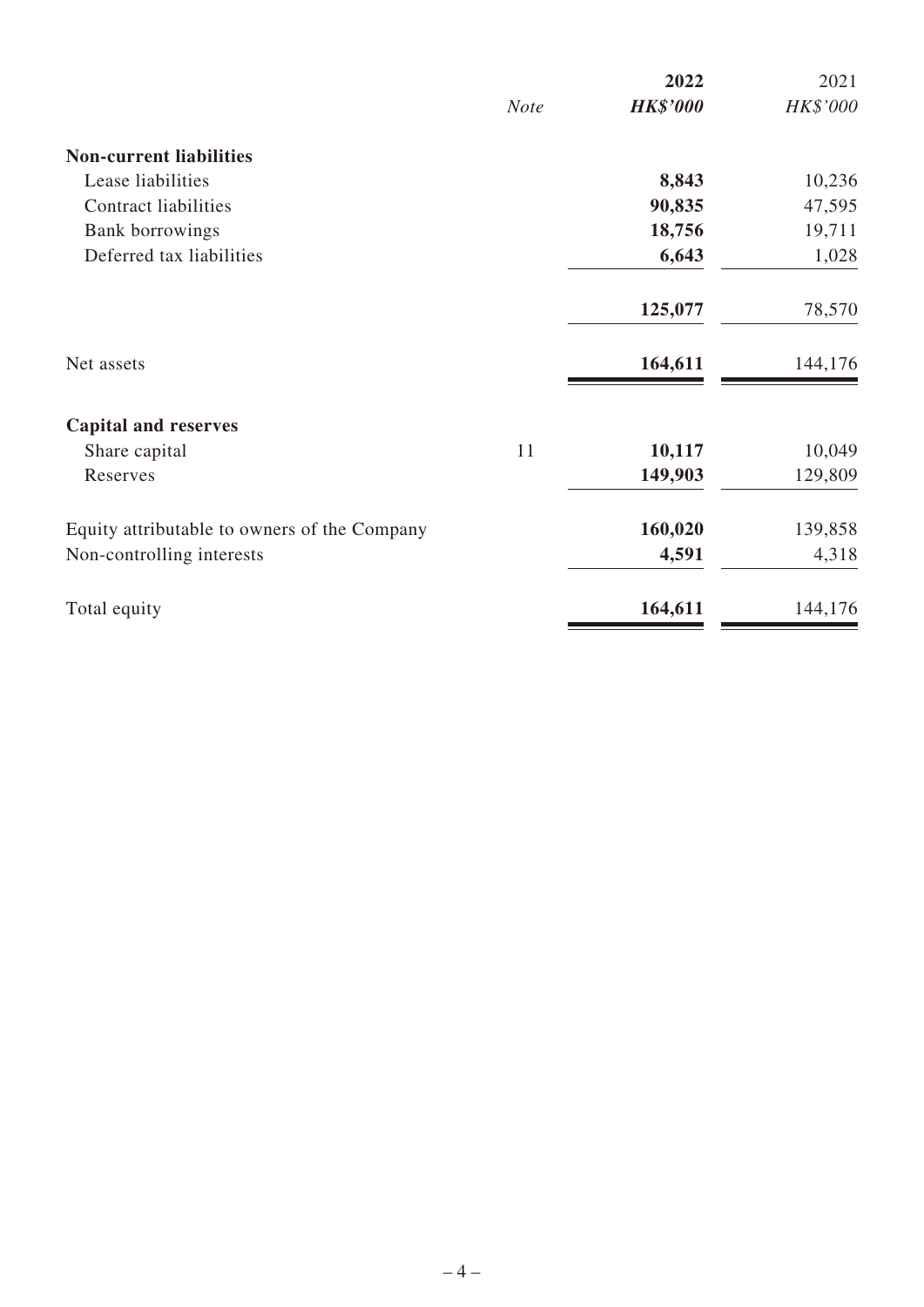| | Note | 2022 HK$'000 | 2021 HK$'000 |
|---|---|---|---|
| **Non-current liabilities** | | | |
| Lease liabilities | | **8,843** | 10,236 |
| Contract liabilities | | **90,835** | 47,595 |
| Bank borrowings | | **18,756** | 19,711 |
| Deferred tax liabilities | | **6,643** | 1,028 |
| | | **125,077** | 78,570 |
| Net assets | | **164,611** | 144,176 |
| **Capital and reserves** | | | |
| Share capital | 11 | **10,117** | 10,049 |
| Reserves | | **149,903** | 129,809 |
| Equity attributable to owners of the Company | | **160,020** | 139,858 |
| Non-controlling interests | | **4,591** | 4,318 |
| Total equity | | **164,611** | 144,176 |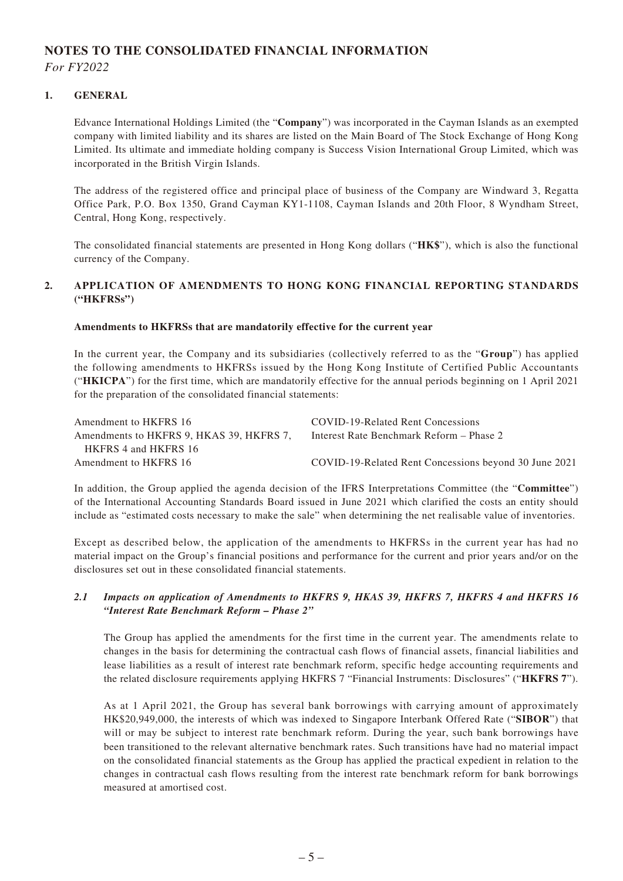# NOTES TO THE CONSOLIDATED FINANCIAL INFORMATION

*For FY2022*

## 1. GENERAL

Edvance International Holdings Limited (the "**Company**") was incorporated in the Cayman Islands as an exempted company with limited liability and its shares are listed on the Main Board of The Stock Exchange of Hong Kong Limited. Its ultimate and immediate holding company is Success Vision International Group Limited, which was incorporated in the British Virgin Islands.

The address of the registered office and principal place of business of the Company are Windward 3, Regatta Office Park, P.O. Box 1350, Grand Cayman KY1-1108, Cayman Islands and 20th Floor, 8 Wyndham Street, Central, Hong Kong, respectively.

The consolidated financial statements are presented in Hong Kong dollars ("**HK$**"), which is also the functional currency of the Company.

## 2. APPLICATION OF AMENDMENTS TO HONG KONG FINANCIAL REPORTING STANDARDS ("HKFRSs")

**Amendments to HKFRSs that are mandatorily effective for the current year**

In the current year, the Company and its subsidiaries (collectively referred to as the "**Group**") has applied the following amendments to HKFRSs issued by the Hong Kong Institute of Certified Public Accountants ("**HKICPA**") for the first time, which are mandatorily effective for the annual periods beginning on 1 April 2021 for the preparation of the consolidated financial statements:

| | |
|---|---|
| Amendment to HKFRS 16 | COVID-19-Related Rent Concessions |
| Amendments to HKFRS 9, HKAS 39, HKFRS 7, HKFRS 4 and HKFRS 16 | Interest Rate Benchmark Reform – Phase 2 |
| Amendment to HKFRS 16 | COVID-19-Related Rent Concessions beyond 30 June 2021 |

In addition, the Group applied the agenda decision of the IFRS Interpretations Committee (the "**Committee**") of the International Accounting Standards Board issued in June 2021 which clarified the costs an entity should include as "estimated costs necessary to make the sale" when determining the net realisable value of inventories.

Except as described below, the application of the amendments to HKFRSs in the current year has had no material impact on the Group's financial positions and performance for the current and prior years and/or on the disclosures set out in these consolidated financial statements.

### *2.1 Impacts on application of Amendments to HKFRS 9, HKAS 39, HKFRS 7, HKFRS 4 and HKFRS 16 "Interest Rate Benchmark Reform – Phase 2"*

The Group has applied the amendments for the first time in the current year. The amendments relate to changes in the basis for determining the contractual cash flows of financial assets, financial liabilities and lease liabilities as a result of interest rate benchmark reform, specific hedge accounting requirements and the related disclosure requirements applying HKFRS 7 "Financial Instruments: Disclosures" ("**HKFRS 7**").

As at 1 April 2021, the Group has several bank borrowings with carrying amount of approximately HK$20,949,000, the interests of which was indexed to Singapore Interbank Offered Rate ("**SIBOR**") that will or may be subject to interest rate benchmark reform. During the year, such bank borrowings have been transitioned to the relevant alternative benchmark rates. Such transitions have had no material impact on the consolidated financial statements as the Group has applied the practical expedient in relation to the changes in contractual cash flows resulting from the interest rate benchmark reform for bank borrowings measured at amortised cost.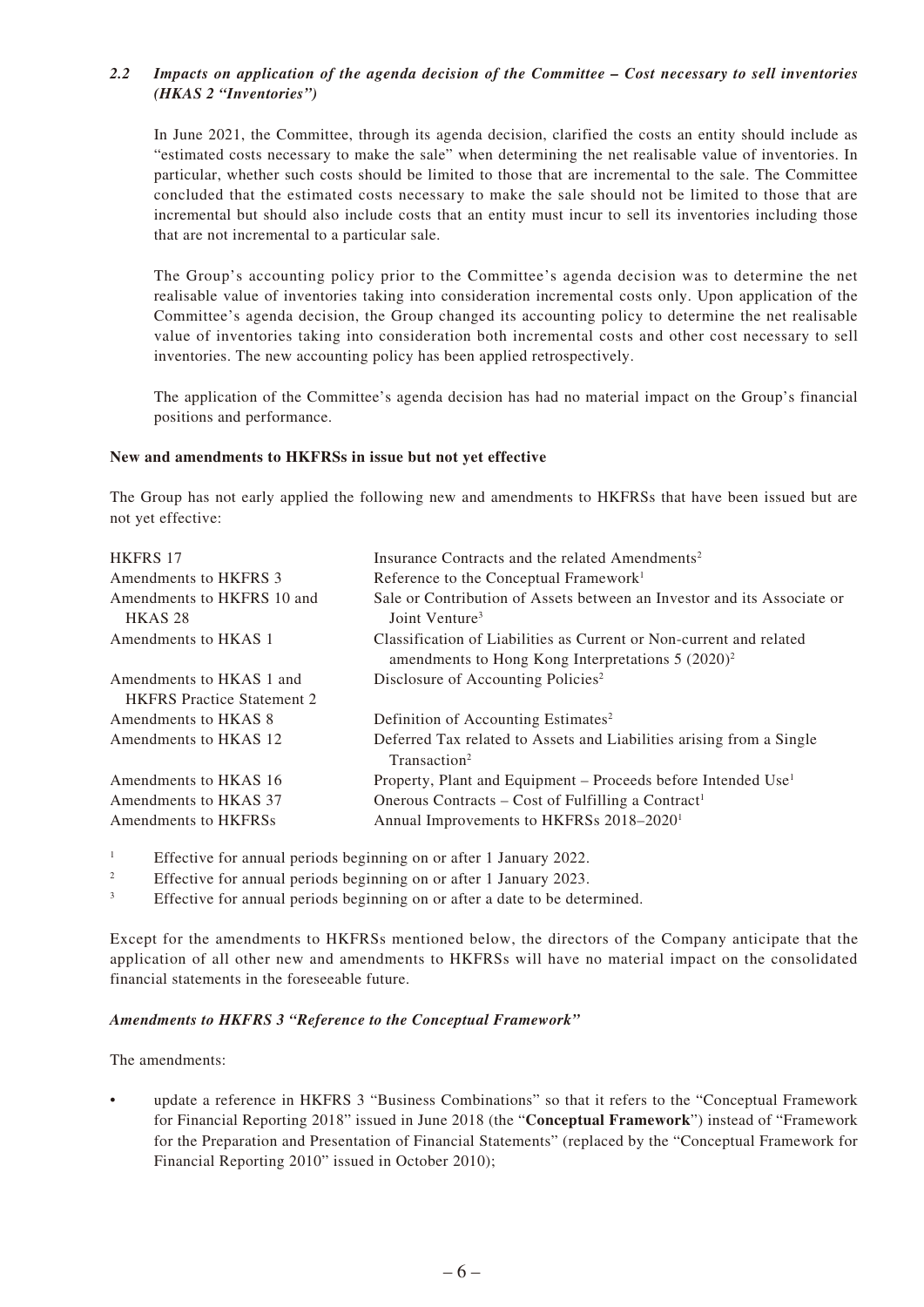### *2.2 Impacts on application of the agenda decision of the Committee – Cost necessary to sell inventories (HKAS 2 "Inventories")*

In June 2021, the Committee, through its agenda decision, clarified the costs an entity should include as "estimated costs necessary to make the sale" when determining the net realisable value of inventories. In particular, whether such costs should be limited to those that are incremental to the sale. The Committee concluded that the estimated costs necessary to make the sale should not be limited to those that are incremental but should also include costs that an entity must incur to sell its inventories including those that are not incremental to a particular sale.

The Group's accounting policy prior to the Committee's agenda decision was to determine the net realisable value of inventories taking into consideration incremental costs only. Upon application of the Committee's agenda decision, the Group changed its accounting policy to determine the net realisable value of inventories taking into consideration both incremental costs and other cost necessary to sell inventories. The new accounting policy has been applied retrospectively.

The application of the Committee's agenda decision has had no material impact on the Group's financial positions and performance.

**New and amendments to HKFRSs in issue but not yet effective**

The Group has not early applied the following new and amendments to HKFRSs that have been issued but are not yet effective:

| | |
|---|---|
| HKFRS 17 | Insurance Contracts and the related Amendments[2] |
| Amendments to HKFRS 3 | Reference to the Conceptual Framework[1] |
| Amendments to HKFRS 10 and HKAS 28 | Sale or Contribution of Assets between an Investor and its Associate or Joint Venture[3] |
| Amendments to HKAS 1 | Classification of Liabilities as Current or Non-current and related amendments to Hong Kong Interpretations 5 (2020)[2] |
| Amendments to HKAS 1 and HKFRS Practice Statement 2 | Disclosure of Accounting Policies[2] |
| Amendments to HKAS 8 | Definition of Accounting Estimates[2] |
| Amendments to HKAS 12 | Deferred Tax related to Assets and Liabilities arising from a Single Transaction[2] |
| Amendments to HKAS 16 | Property, Plant and Equipment – Proceeds before Intended Use[1] |
| Amendments to HKAS 37 | Onerous Contracts – Cost of Fulfilling a Contract[1] |
| Amendments to HKFRSs | Annual Improvements to HKFRSs 2018–2020[1] |

[1] Effective for annual periods beginning on or after 1 January 2022.

[2] Effective for annual periods beginning on or after 1 January 2023.

[3] Effective for annual periods beginning on or after a date to be determined.

Except for the amendments to HKFRSs mentioned below, the directors of the Company anticipate that the application of all other new and amendments to HKFRSs will have no material impact on the consolidated financial statements in the foreseeable future.

***Amendments to HKFRS 3 "Reference to the Conceptual Framework"***

The amendments:

- update a reference in HKFRS 3 "Business Combinations" so that it refers to the "Conceptual Framework for Financial Reporting 2018" issued in June 2018 (the "**Conceptual Framework**") instead of "Framework for the Preparation and Presentation of Financial Statements" (replaced by the "Conceptual Framework for Financial Reporting 2010" issued in October 2010);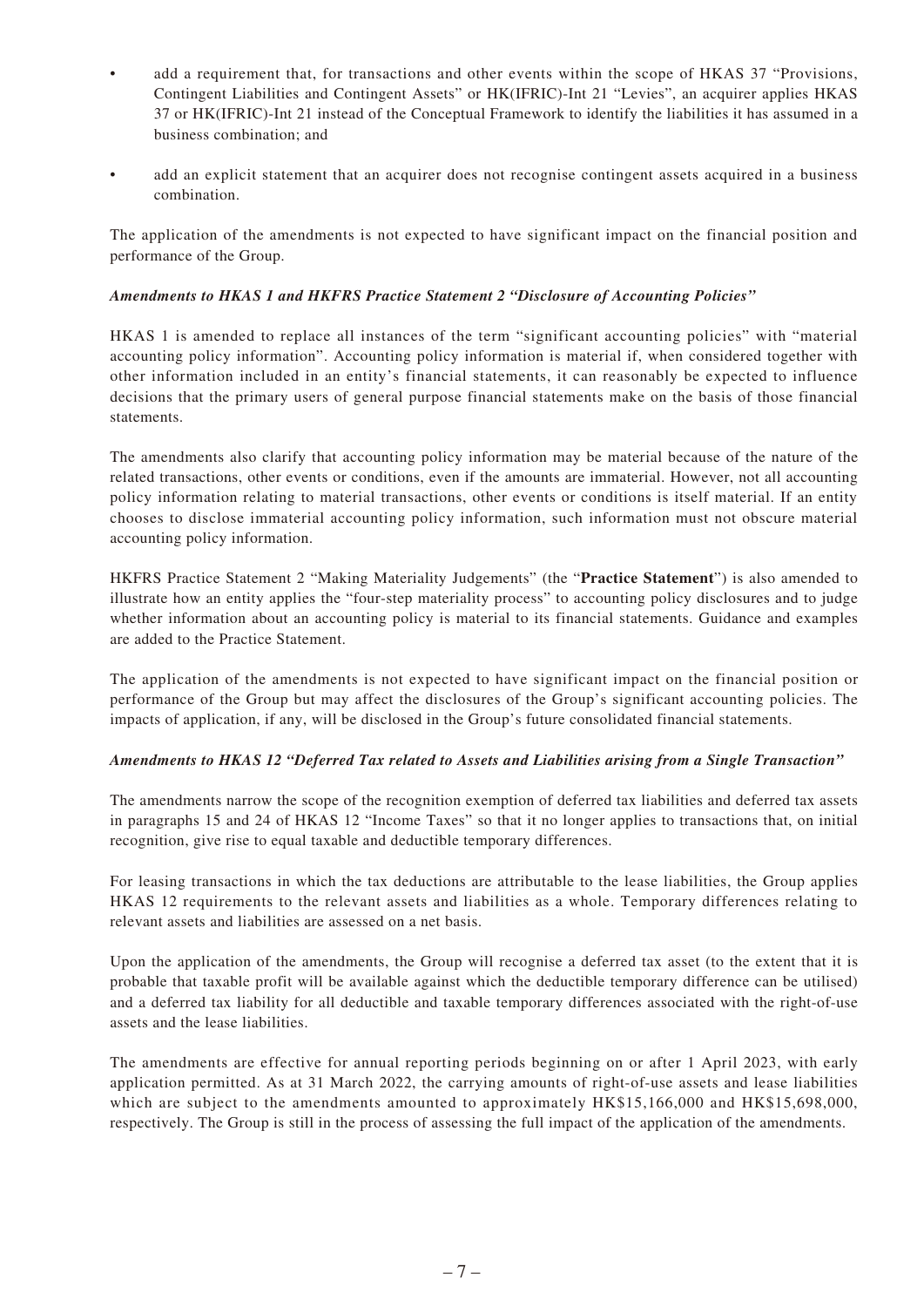- add a requirement that, for transactions and other events within the scope of HKAS 37 "Provisions, Contingent Liabilities and Contingent Assets" or HK(IFRIC)-Int 21 "Levies", an acquirer applies HKAS 37 or HK(IFRIC)-Int 21 instead of the Conceptual Framework to identify the liabilities it has assumed in a business combination; and

- add an explicit statement that an acquirer does not recognise contingent assets acquired in a business combination.

The application of the amendments is not expected to have significant impact on the financial position and performance of the Group.

***Amendments to HKAS 1 and HKFRS Practice Statement 2 "Disclosure of Accounting Policies"***

HKAS 1 is amended to replace all instances of the term "significant accounting policies" with "material accounting policy information". Accounting policy information is material if, when considered together with other information included in an entity's financial statements, it can reasonably be expected to influence decisions that the primary users of general purpose financial statements make on the basis of those financial statements.

The amendments also clarify that accounting policy information may be material because of the nature of the related transactions, other events or conditions, even if the amounts are immaterial. However, not all accounting policy information relating to material transactions, other events or conditions is itself material. If an entity chooses to disclose immaterial accounting policy information, such information must not obscure material accounting policy information.

HKFRS Practice Statement 2 "Making Materiality Judgements" (the "**Practice Statement**") is also amended to illustrate how an entity applies the "four-step materiality process" to accounting policy disclosures and to judge whether information about an accounting policy is material to its financial statements. Guidance and examples are added to the Practice Statement.

The application of the amendments is not expected to have significant impact on the financial position or performance of the Group but may affect the disclosures of the Group's significant accounting policies. The impacts of application, if any, will be disclosed in the Group's future consolidated financial statements.

***Amendments to HKAS 12 "Deferred Tax related to Assets and Liabilities arising from a Single Transaction"***

The amendments narrow the scope of the recognition exemption of deferred tax liabilities and deferred tax assets in paragraphs 15 and 24 of HKAS 12 "Income Taxes" so that it no longer applies to transactions that, on initial recognition, give rise to equal taxable and deductible temporary differences.

For leasing transactions in which the tax deductions are attributable to the lease liabilities, the Group applies HKAS 12 requirements to the relevant assets and liabilities as a whole. Temporary differences relating to relevant assets and liabilities are assessed on a net basis.

Upon the application of the amendments, the Group will recognise a deferred tax asset (to the extent that it is probable that taxable profit will be available against which the deductible temporary difference can be utilised) and a deferred tax liability for all deductible and taxable temporary differences associated with the right-of-use assets and the lease liabilities.

The amendments are effective for annual reporting periods beginning on or after 1 April 2023, with early application permitted. As at 31 March 2022, the carrying amounts of right-of-use assets and lease liabilities which are subject to the amendments amounted to approximately HK$15,166,000 and HK$15,698,000, respectively. The Group is still in the process of assessing the full impact of the application of the amendments.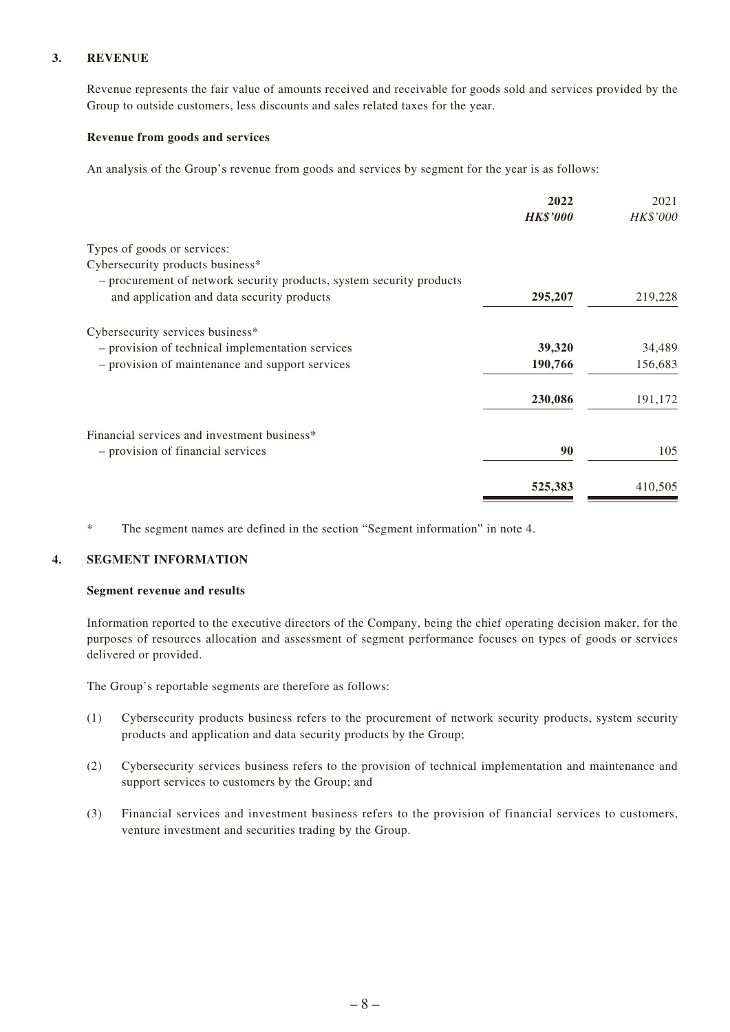## 3. REVENUE

Revenue represents the fair value of amounts received and receivable for goods sold and services provided by the Group to outside customers, less discounts and sales related taxes for the year.

**Revenue from goods and services**

An analysis of the Group's revenue from goods and services by segment for the year is as follows:

| | **2022** | 2021 |
|---|---|---|
| | ***HK$'000*** | *HK$'000* |
| Types of goods or services: | | |
| Cybersecurity products business* | | |
| – procurement of network security products, system security products and application and data security products | **295,207** | 219,228 |
| Cybersecurity services business* | | |
| – provision of technical implementation services | **39,320** | 34,489 |
| – provision of maintenance and support services | **190,766** | 156,683 |
| | **230,086** | 191,172 |
| Financial services and investment business* | | |
| – provision of financial services | **90** | 105 |
| | **525,383** | 410,505 |

\* The segment names are defined in the section "Segment information" in note 4.

## 4. SEGMENT INFORMATION

**Segment revenue and results**

Information reported to the executive directors of the Company, being the chief operating decision maker, for the purposes of resources allocation and assessment of segment performance focuses on types of goods or services delivered or provided.

The Group's reportable segments are therefore as follows:

(1) Cybersecurity products business refers to the procurement of network security products, system security products and application and data security products by the Group;

(2) Cybersecurity services business refers to the provision of technical implementation and maintenance and support services to customers by the Group; and

(3) Financial services and investment business refers to the provision of financial services to customers, venture investment and securities trading by the Group.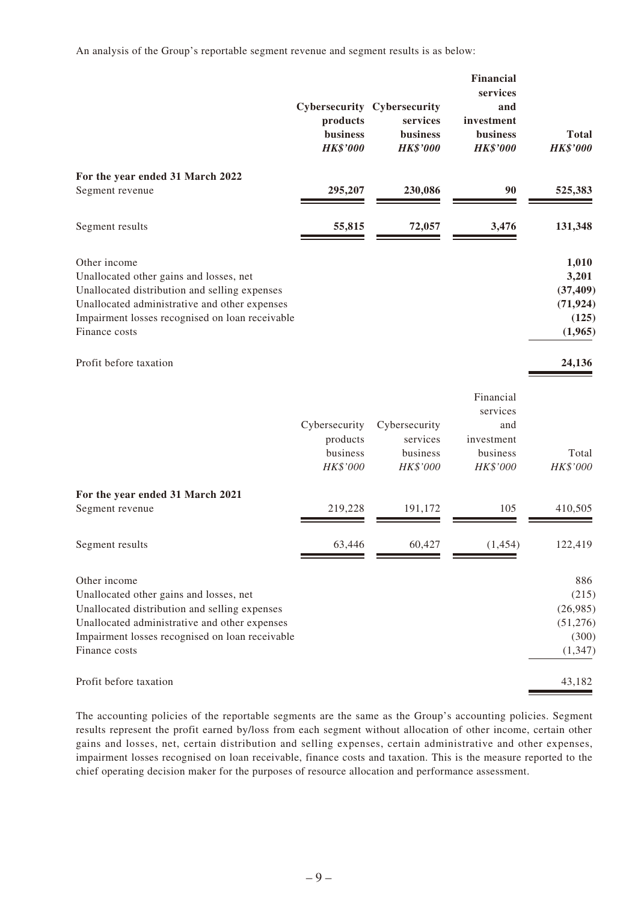An analysis of the Group's reportable segment revenue and segment results is as below:

| | Cybersecurity products business *HK$'000* | Cybersecurity services business *HK$'000* | Financial services and investment business *HK$'000* | Total *HK$'000* |
|---|---|---|---|---|
| **For the year ended 31 March 2022** | | | | |
| Segment revenue | **295,207** | **230,086** | **90** | **525,383** |
| Segment results | **55,815** | **72,057** | **3,476** | **131,348** |
| Other income | | | | **1,010** |
| Unallocated other gains and losses, net | | | | **3,201** |
| Unallocated distribution and selling expenses | | | | **(37,409)** |
| Unallocated administrative and other expenses | | | | **(71,924)** |
| Impairment losses recognised on loan receivable | | | | **(125)** |
| Finance costs | | | | **(1,965)** |
| Profit before taxation | | | | **24,136** |

| | Cybersecurity products business *HK$'000* | Cybersecurity services business *HK$'000* | Financial services and investment business *HK$'000* | Total *HK$'000* |
|---|---|---|---|---|
| **For the year ended 31 March 2021** | | | | |
| Segment revenue | 219,228 | 191,172 | 105 | 410,505 |
| Segment results | 63,446 | 60,427 | (1,454) | 122,419 |
| Other income | | | | 886 |
| Unallocated other gains and losses, net | | | | (215) |
| Unallocated distribution and selling expenses | | | | (26,985) |
| Unallocated administrative and other expenses | | | | (51,276) |
| Impairment losses recognised on loan receivable | | | | (300) |
| Finance costs | | | | (1,347) |
| Profit before taxation | | | | 43,182 |

The accounting policies of the reportable segments are the same as the Group's accounting policies. Segment results represent the profit earned by/loss from each segment without allocation of other income, certain other gains and losses, net, certain distribution and selling expenses, certain administrative and other expenses, impairment losses recognised on loan receivable, finance costs and taxation. This is the measure reported to the chief operating decision maker for the purposes of resource allocation and performance assessment.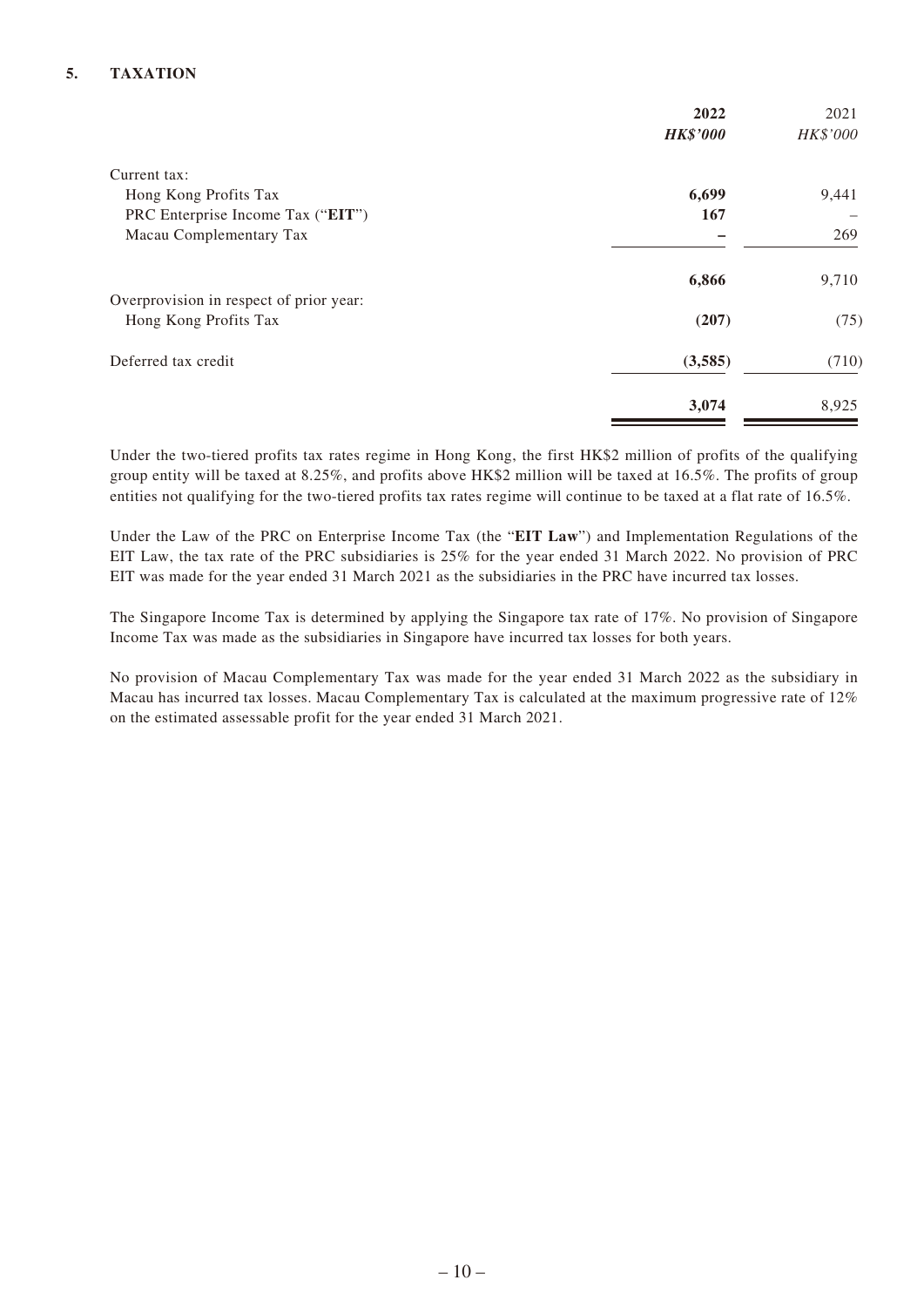### 5. TAXATION

| | 2022 | 2021 |
|---|---|---|
| | ***HK$'000*** | *HK$'000* |
| Current tax: | | |
| Hong Kong Profits Tax | **6,699** | 9,441 |
| PRC Enterprise Income Tax ("**EIT**") | **167** | – |
| Macau Complementary Tax | **–** | 269 |
| | **6,866** | 9,710 |
| Overprovision in respect of prior year: | | |
| Hong Kong Profits Tax | **(207)** | (75) |
| Deferred tax credit | **(3,585)** | (710) |
| | **3,074** | 8,925 |

Under the two-tiered profits tax rates regime in Hong Kong, the first HK$2 million of profits of the qualifying group entity will be taxed at 8.25%, and profits above HK$2 million will be taxed at 16.5%. The profits of group entities not qualifying for the two-tiered profits tax rates regime will continue to be taxed at a flat rate of 16.5%.

Under the Law of the PRC on Enterprise Income Tax (the "**EIT Law**") and Implementation Regulations of the EIT Law, the tax rate of the PRC subsidiaries is 25% for the year ended 31 March 2022. No provision of PRC EIT was made for the year ended 31 March 2021 as the subsidiaries in the PRC have incurred tax losses.

The Singapore Income Tax is determined by applying the Singapore tax rate of 17%. No provision of Singapore Income Tax was made as the subsidiaries in Singapore have incurred tax losses for both years.

No provision of Macau Complementary Tax was made for the year ended 31 March 2022 as the subsidiary in Macau has incurred tax losses. Macau Complementary Tax is calculated at the maximum progressive rate of 12% on the estimated assessable profit for the year ended 31 March 2021.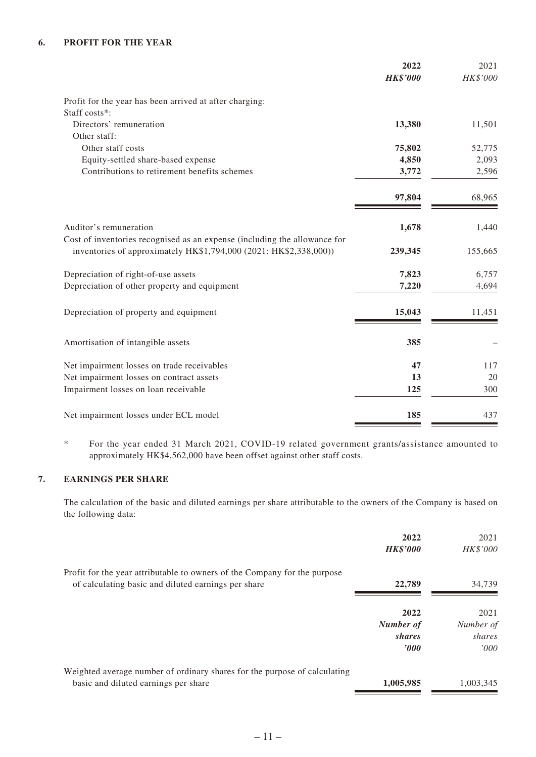## 6. PROFIT FOR THE YEAR

| | 2022 | 2021 |
|---|---|---|
| | ***HK$'000*** | *HK$'000* |
| Profit for the year has been arrived at after charging: | | |
| Staff costs*: | | |
| Directors' remuneration | **13,380** | 11,501 |
| Other staff: | | |
| Other staff costs | **75,802** | 52,775 |
| Equity-settled share-based expense | **4,850** | 2,093 |
| Contributions to retirement benefits schemes | **3,772** | 2,596 |
| | **97,804** | 68,965 |
| Auditor's remuneration | **1,678** | 1,440 |
| Cost of inventories recognised as an expense (including the allowance for inventories of approximately HK$1,794,000 (2021: HK$2,338,000)) | **239,345** | 155,665 |
| Depreciation of right-of-use assets | **7,823** | 6,757 |
| Depreciation of other property and equipment | **7,220** | 4,694 |
| Depreciation of property and equipment | **15,043** | 11,451 |
| Amortisation of intangible assets | **385** | – |
| Net impairment losses on trade receivables | **47** | 117 |
| Net impairment losses on contract assets | **13** | 20 |
| Impairment losses on loan receivable | **125** | 300 |
| Net impairment losses under ECL model | **185** | 437 |

\* For the year ended 31 March 2021, COVID-19 related government grants/assistance amounted to approximately HK$4,562,000 have been offset against other staff costs.

## 7. EARNINGS PER SHARE

The calculation of the basic and diluted earnings per share attributable to the owners of the Company is based on the following data:

| | 2022 | 2021 |
|---|---|---|
| | ***HK$'000*** | *HK$'000* |
| Profit for the year attributable to owners of the Company for the purpose of calculating basic and diluted earnings per share | **22,789** | 34,739 |

| | 2022 | 2021 |
|---|---|---|
| | ***Number of shares*** | *Number of shares* |
| | ***'000*** | *'000* |
| Weighted average number of ordinary shares for the purpose of calculating basic and diluted earnings per share | **1,005,985** | 1,003,345 |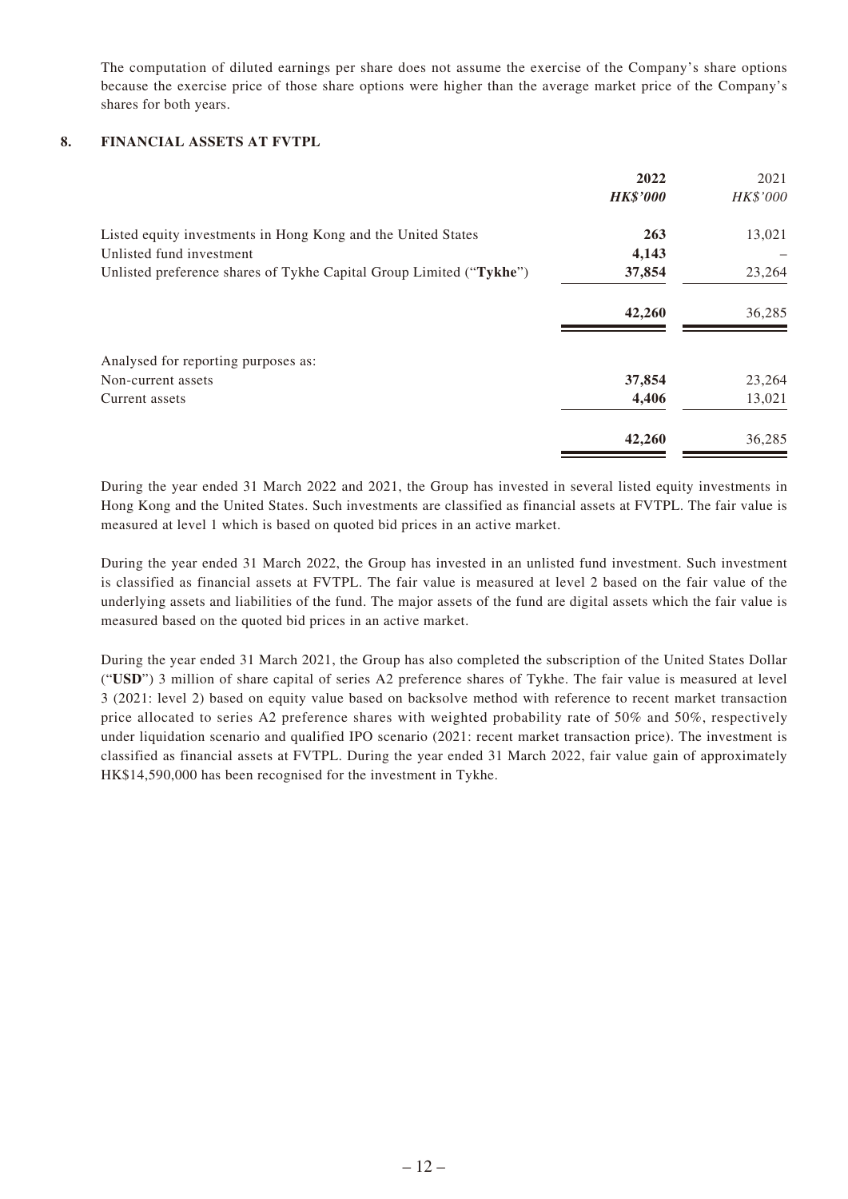The computation of diluted earnings per share does not assume the exercise of the Company's share options because the exercise price of those share options were higher than the average market price of the Company's shares for both years.

## 8. FINANCIAL ASSETS AT FVTPL

| | **2022** | 2021 |
|---|---|---|
| | ***HK$'000*** | *HK$'000* |
| Listed equity investments in Hong Kong and the United States | **263** | 13,021 |
| Unlisted fund investment | **4,143** | – |
| Unlisted preference shares of Tykhe Capital Group Limited ("**Tykhe**") | **37,854** | 23,264 |
| | **42,260** | 36,285 |
| Analysed for reporting purposes as: | | |
| Non-current assets | **37,854** | 23,264 |
| Current assets | **4,406** | 13,021 |
| | **42,260** | 36,285 |

During the year ended 31 March 2022 and 2021, the Group has invested in several listed equity investments in Hong Kong and the United States. Such investments are classified as financial assets at FVTPL. The fair value is measured at level 1 which is based on quoted bid prices in an active market.

During the year ended 31 March 2022, the Group has invested in an unlisted fund investment. Such investment is classified as financial assets at FVTPL. The fair value is measured at level 2 based on the fair value of the underlying assets and liabilities of the fund. The major assets of the fund are digital assets which the fair value is measured based on the quoted bid prices in an active market.

During the year ended 31 March 2021, the Group has also completed the subscription of the United States Dollar ("**USD**") 3 million of share capital of series A2 preference shares of Tykhe. The fair value is measured at level 3 (2021: level 2) based on equity value based on backsolve method with reference to recent market transaction price allocated to series A2 preference shares with weighted probability rate of 50% and 50%, respectively under liquidation scenario and qualified IPO scenario (2021: recent market transaction price). The investment is classified as financial assets at FVTPL. During the year ended 31 March 2022, fair value gain of approximately HK$14,590,000 has been recognised for the investment in Tykhe.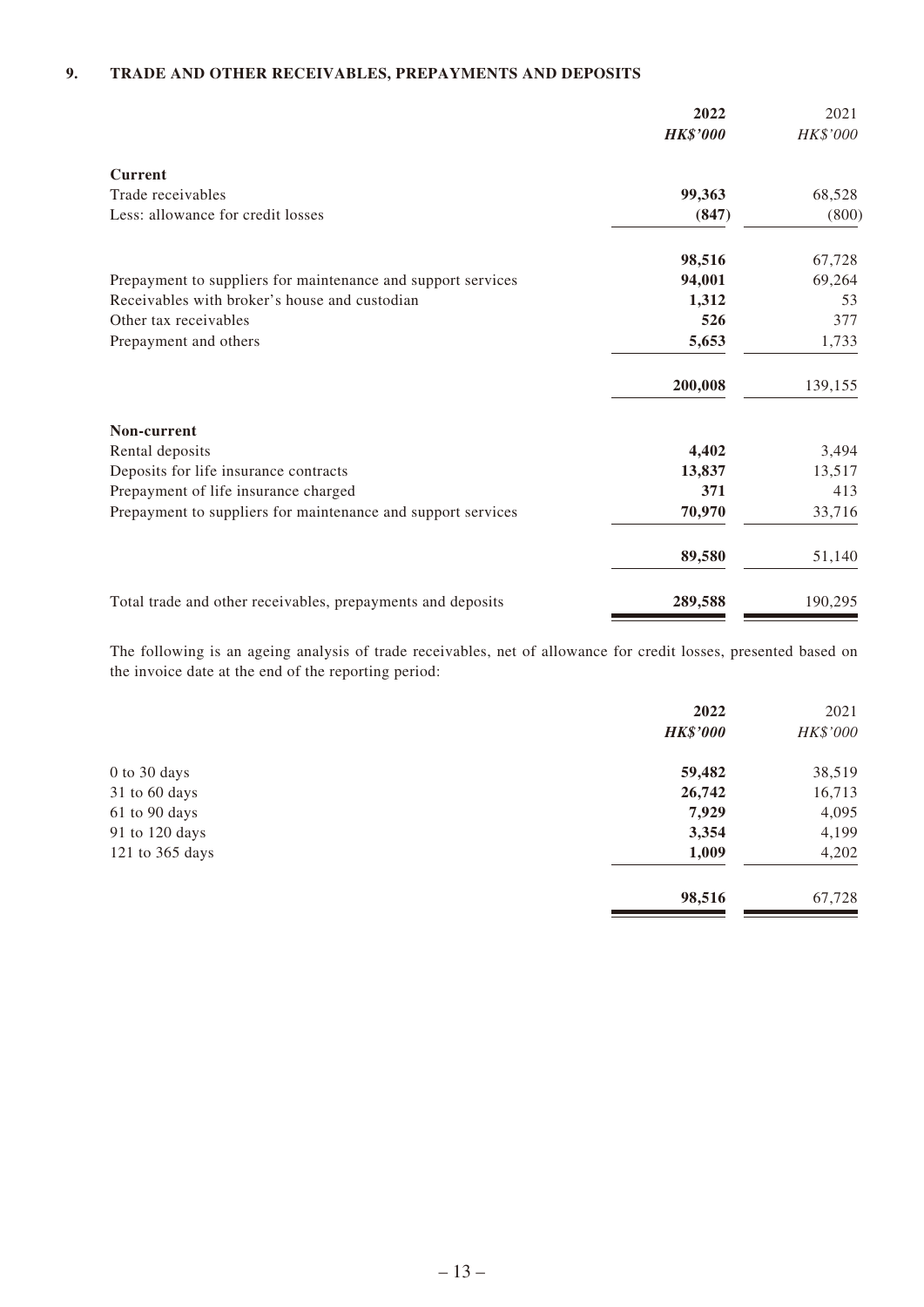## 9. TRADE AND OTHER RECEIVABLES, PREPAYMENTS AND DEPOSITS

| | 2022 | 2021 |
|---|---|---|
| | ***HK$'000*** | *HK$'000* |
| **Current** | | |
| Trade receivables | **99,363** | 68,528 |
| Less: allowance for credit losses | **(847)** | (800) |
| | **98,516** | 67,728 |
| Prepayment to suppliers for maintenance and support services | **94,001** | 69,264 |
| Receivables with broker's house and custodian | **1,312** | 53 |
| Other tax receivables | **526** | 377 |
| Prepayment and others | **5,653** | 1,733 |
| | **200,008** | 139,155 |
| **Non-current** | | |
| Rental deposits | **4,402** | 3,494 |
| Deposits for life insurance contracts | **13,837** | 13,517 |
| Prepayment of life insurance charged | **371** | 413 |
| Prepayment to suppliers for maintenance and support services | **70,970** | 33,716 |
| | **89,580** | 51,140 |
| Total trade and other receivables, prepayments and deposits | **289,588** | 190,295 |

The following is an ageing analysis of trade receivables, net of allowance for credit losses, presented based on the invoice date at the end of the reporting period:

| | 2022 | 2021 |
|---|---|---|
| | ***HK$'000*** | *HK$'000* |
| 0 to 30 days | **59,482** | 38,519 |
| 31 to 60 days | **26,742** | 16,713 |
| 61 to 90 days | **7,929** | 4,095 |
| 91 to 120 days | **3,354** | 4,199 |
| 121 to 365 days | **1,009** | 4,202 |
| | **98,516** | 67,728 |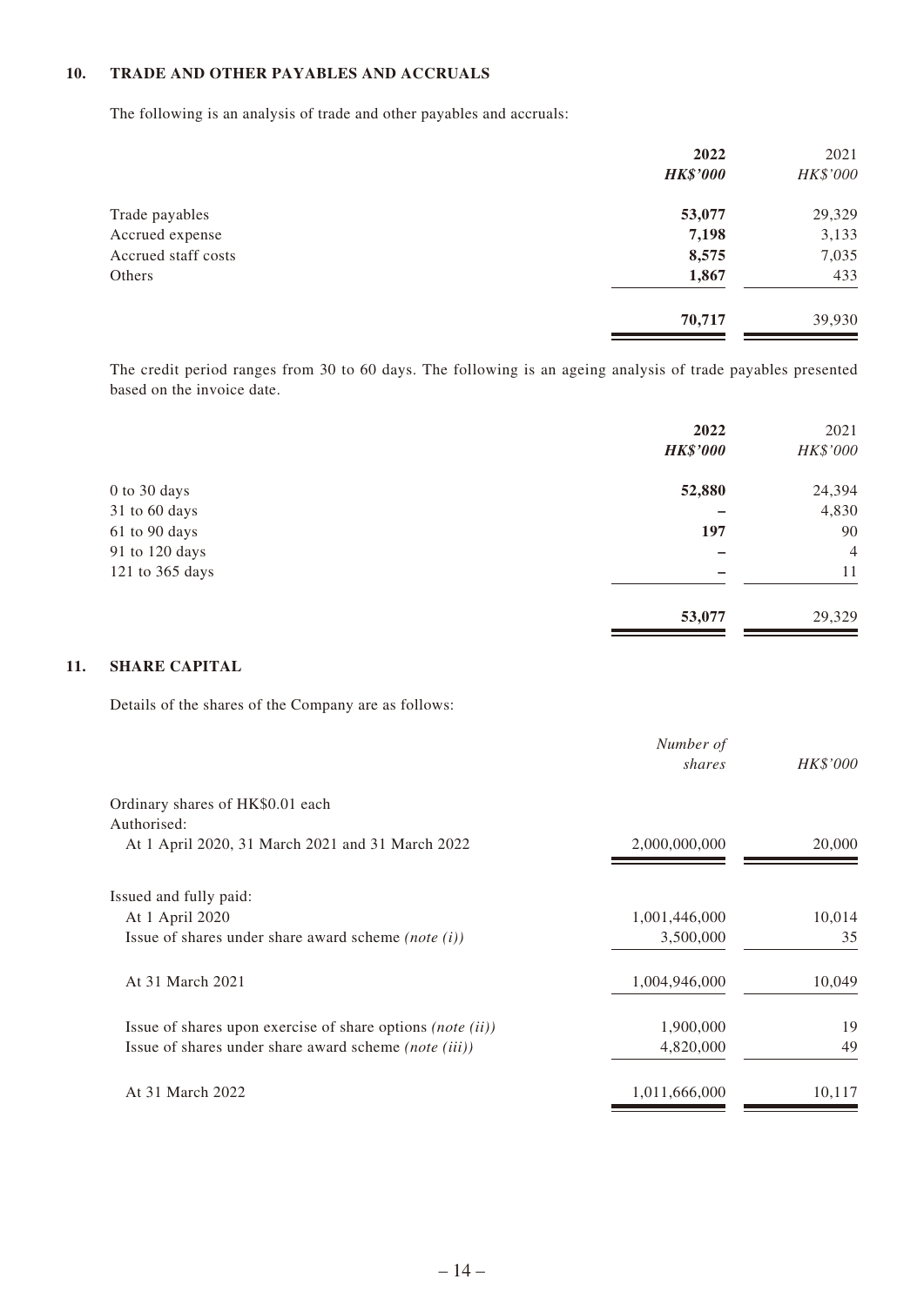## 10. TRADE AND OTHER PAYABLES AND ACCRUALS

The following is an analysis of trade and other payables and accruals:

| | 2022 | 2021 |
|---|---|---|
| | ***HK$'000*** | *HK$'000* |
| Trade payables | **53,077** | 29,329 |
| Accrued expense | **7,198** | 3,133 |
| Accrued staff costs | **8,575** | 7,035 |
| Others | **1,867** | 433 |
| | **70,717** | 39,930 |

The credit period ranges from 30 to 60 days. The following is an ageing analysis of trade payables presented based on the invoice date.

| | 2022 | 2021 |
|---|---|---|
| | ***HK$'000*** | *HK$'000* |
| 0 to 30 days | **52,880** | 24,394 |
| 31 to 60 days | **–** | 4,830 |
| 61 to 90 days | **197** | 90 |
| 91 to 120 days | **–** | 4 |
| 121 to 365 days | **–** | 11 |
| | **53,077** | 29,329 |

## 11. SHARE CAPITAL

Details of the shares of the Company are as follows:

| | *Number of shares* | *HK$'000* |
|---|---|---|
| Ordinary shares of HK$0.01 each | | |
| Authorised: | | |
| At 1 April 2020, 31 March 2021 and 31 March 2022 | 2,000,000,000 | 20,000 |
| Issued and fully paid: | | |
| At 1 April 2020 | 1,001,446,000 | 10,014 |
| Issue of shares under share award scheme *(note (i))* | 3,500,000 | 35 |
| At 31 March 2021 | 1,004,946,000 | 10,049 |
| Issue of shares upon exercise of share options *(note (ii))* | 1,900,000 | 19 |
| Issue of shares under share award scheme *(note (iii))* | 4,820,000 | 49 |
| At 31 March 2022 | 1,011,666,000 | 10,117 |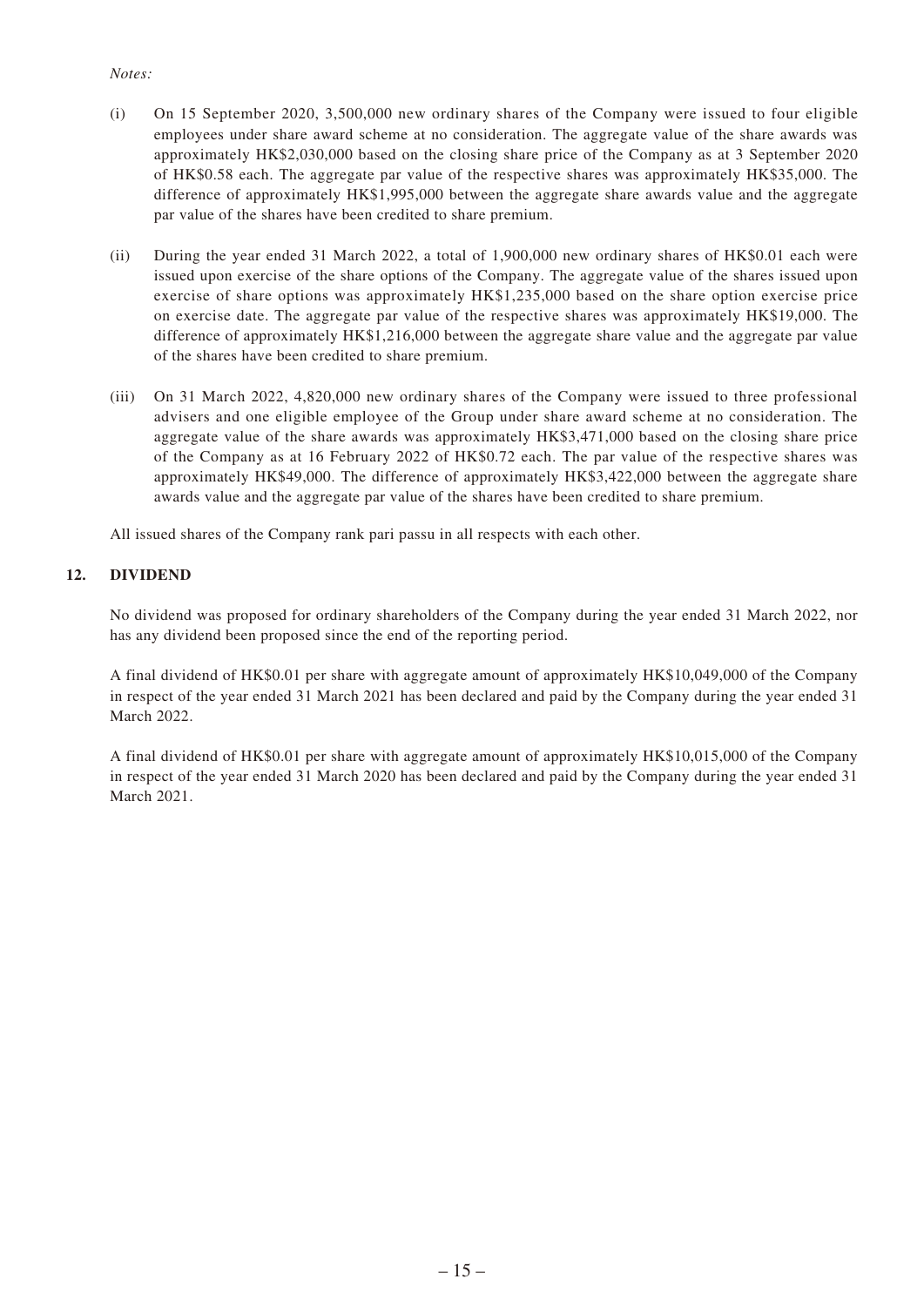*Notes:*

(i) On 15 September 2020, 3,500,000 new ordinary shares of the Company were issued to four eligible employees under share award scheme at no consideration. The aggregate value of the share awards was approximately HK$2,030,000 based on the closing share price of the Company as at 3 September 2020 of HK$0.58 each. The aggregate par value of the respective shares was approximately HK$35,000. The difference of approximately HK$1,995,000 between the aggregate share awards value and the aggregate par value of the shares have been credited to share premium.

(ii) During the year ended 31 March 2022, a total of 1,900,000 new ordinary shares of HK$0.01 each were issued upon exercise of the share options of the Company. The aggregate value of the shares issued upon exercise of share options was approximately HK$1,235,000 based on the share option exercise price on exercise date. The aggregate par value of the respective shares was approximately HK$19,000. The difference of approximately HK$1,216,000 between the aggregate share value and the aggregate par value of the shares have been credited to share premium.

(iii) On 31 March 2022, 4,820,000 new ordinary shares of the Company were issued to three professional advisers and one eligible employee of the Group under share award scheme at no consideration. The aggregate value of the share awards was approximately HK$3,471,000 based on the closing share price of the Company as at 16 February 2022 of HK$0.72 each. The par value of the respective shares was approximately HK$49,000. The difference of approximately HK$3,422,000 between the aggregate share awards value and the aggregate par value of the shares have been credited to share premium.

All issued shares of the Company rank pari passu in all respects with each other.

## 12. DIVIDEND

No dividend was proposed for ordinary shareholders of the Company during the year ended 31 March 2022, nor has any dividend been proposed since the end of the reporting period.

A final dividend of HK$0.01 per share with aggregate amount of approximately HK$10,049,000 of the Company in respect of the year ended 31 March 2021 has been declared and paid by the Company during the year ended 31 March 2022.

A final dividend of HK$0.01 per share with aggregate amount of approximately HK$10,015,000 of the Company in respect of the year ended 31 March 2020 has been declared and paid by the Company during the year ended 31 March 2021.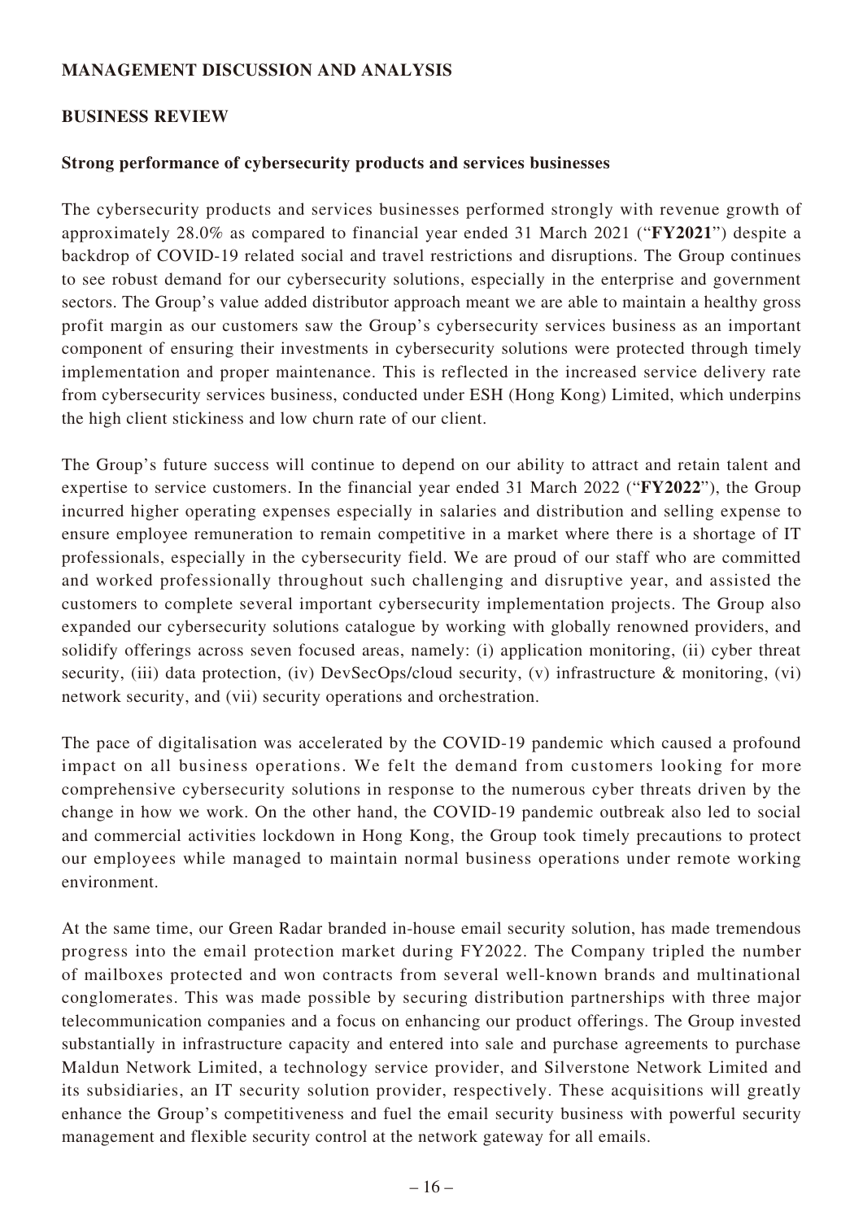## MANAGEMENT DISCUSSION AND ANALYSIS

### BUSINESS REVIEW

#### Strong performance of cybersecurity products and services businesses

The cybersecurity products and services businesses performed strongly with revenue growth of approximately 28.0% as compared to financial year ended 31 March 2021 ("**FY2021**") despite a backdrop of COVID-19 related social and travel restrictions and disruptions. The Group continues to see robust demand for our cybersecurity solutions, especially in the enterprise and government sectors. The Group's value added distributor approach meant we are able to maintain a healthy gross profit margin as our customers saw the Group's cybersecurity services business as an important component of ensuring their investments in cybersecurity solutions were protected through timely implementation and proper maintenance. This is reflected in the increased service delivery rate from cybersecurity services business, conducted under ESH (Hong Kong) Limited, which underpins the high client stickiness and low churn rate of our client.

The Group's future success will continue to depend on our ability to attract and retain talent and expertise to service customers. In the financial year ended 31 March 2022 ("**FY2022**"), the Group incurred higher operating expenses especially in salaries and distribution and selling expense to ensure employee remuneration to remain competitive in a market where there is a shortage of IT professionals, especially in the cybersecurity field. We are proud of our staff who are committed and worked professionally throughout such challenging and disruptive year, and assisted the customers to complete several important cybersecurity implementation projects. The Group also expanded our cybersecurity solutions catalogue by working with globally renowned providers, and solidify offerings across seven focused areas, namely: (i) application monitoring, (ii) cyber threat security, (iii) data protection, (iv) DevSecOps/cloud security, (v) infrastructure & monitoring, (vi) network security, and (vii) security operations and orchestration.

The pace of digitalisation was accelerated by the COVID-19 pandemic which caused a profound impact on all business operations. We felt the demand from customers looking for more comprehensive cybersecurity solutions in response to the numerous cyber threats driven by the change in how we work. On the other hand, the COVID-19 pandemic outbreak also led to social and commercial activities lockdown in Hong Kong, the Group took timely precautions to protect our employees while managed to maintain normal business operations under remote working environment.

At the same time, our Green Radar branded in-house email security solution, has made tremendous progress into the email protection market during FY2022. The Company tripled the number of mailboxes protected and won contracts from several well-known brands and multinational conglomerates. This was made possible by securing distribution partnerships with three major telecommunication companies and a focus on enhancing our product offerings. The Group invested substantially in infrastructure capacity and entered into sale and purchase agreements to purchase Maldun Network Limited, a technology service provider, and Silverstone Network Limited and its subsidiaries, an IT security solution provider, respectively. These acquisitions will greatly enhance the Group's competitiveness and fuel the email security business with powerful security management and flexible security control at the network gateway for all emails.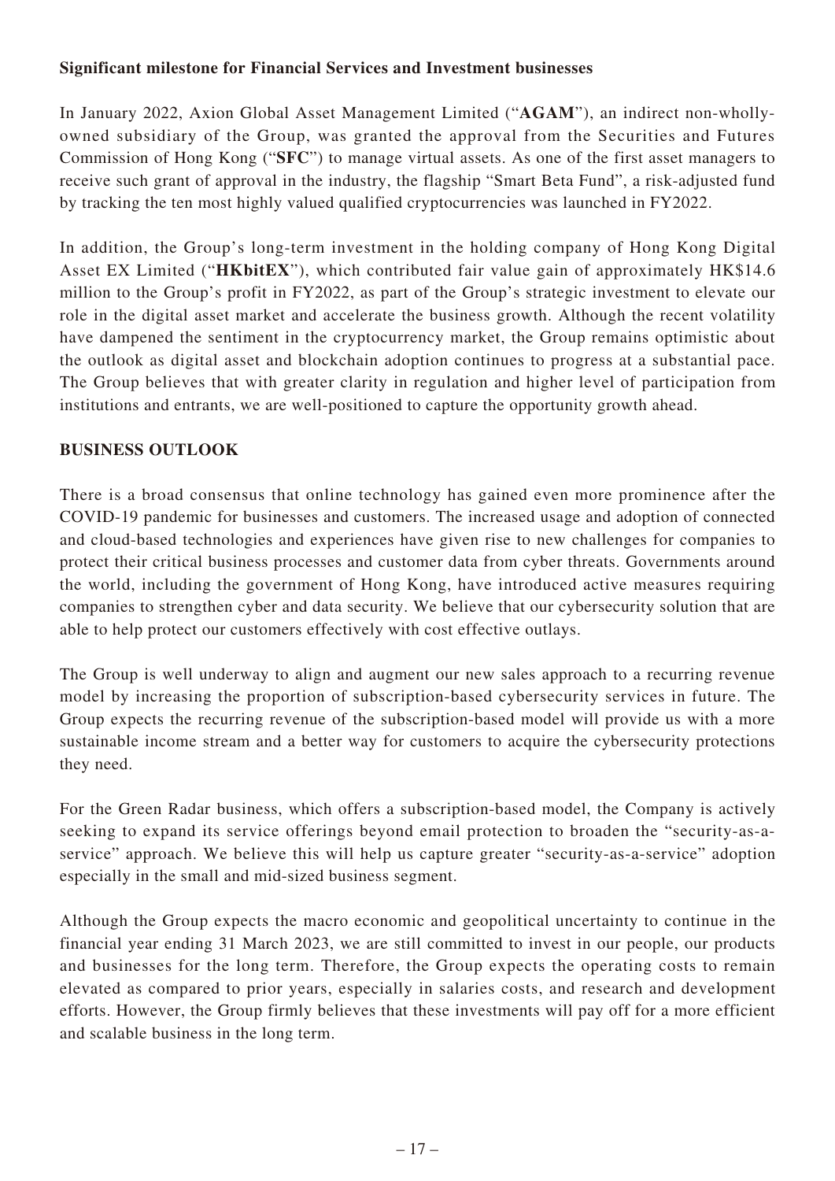**Significant milestone for Financial Services and Investment businesses**

In January 2022, Axion Global Asset Management Limited ("**AGAM**"), an indirect non-wholly-owned subsidiary of the Group, was granted the approval from the Securities and Futures Commission of Hong Kong ("**SFC**") to manage virtual assets. As one of the first asset managers to receive such grant of approval in the industry, the flagship "Smart Beta Fund", a risk-adjusted fund by tracking the ten most highly valued qualified cryptocurrencies was launched in FY2022.

In addition, the Group's long-term investment in the holding company of Hong Kong Digital Asset EX Limited ("**HKbitEX**"), which contributed fair value gain of approximately HK$14.6 million to the Group's profit in FY2022, as part of the Group's strategic investment to elevate our role in the digital asset market and accelerate the business growth. Although the recent volatility have dampened the sentiment in the cryptocurrency market, the Group remains optimistic about the outlook as digital asset and blockchain adoption continues to progress at a substantial pace. The Group believes that with greater clarity in regulation and higher level of participation from institutions and entrants, we are well-positioned to capture the opportunity growth ahead.

## BUSINESS OUTLOOK

There is a broad consensus that online technology has gained even more prominence after the COVID-19 pandemic for businesses and customers. The increased usage and adoption of connected and cloud-based technologies and experiences have given rise to new challenges for companies to protect their critical business processes and customer data from cyber threats. Governments around the world, including the government of Hong Kong, have introduced active measures requiring companies to strengthen cyber and data security. We believe that our cybersecurity solution that are able to help protect our customers effectively with cost effective outlays.

The Group is well underway to align and augment our new sales approach to a recurring revenue model by increasing the proportion of subscription-based cybersecurity services in future. The Group expects the recurring revenue of the subscription-based model will provide us with a more sustainable income stream and a better way for customers to acquire the cybersecurity protections they need.

For the Green Radar business, which offers a subscription-based model, the Company is actively seeking to expand its service offerings beyond email protection to broaden the "security-as-a-service" approach. We believe this will help us capture greater "security-as-a-service" adoption especially in the small and mid-sized business segment.

Although the Group expects the macro economic and geopolitical uncertainty to continue in the financial year ending 31 March 2023, we are still committed to invest in our people, our products and businesses for the long term. Therefore, the Group expects the operating costs to remain elevated as compared to prior years, especially in salaries costs, and research and development efforts. However, the Group firmly believes that these investments will pay off for a more efficient and scalable business in the long term.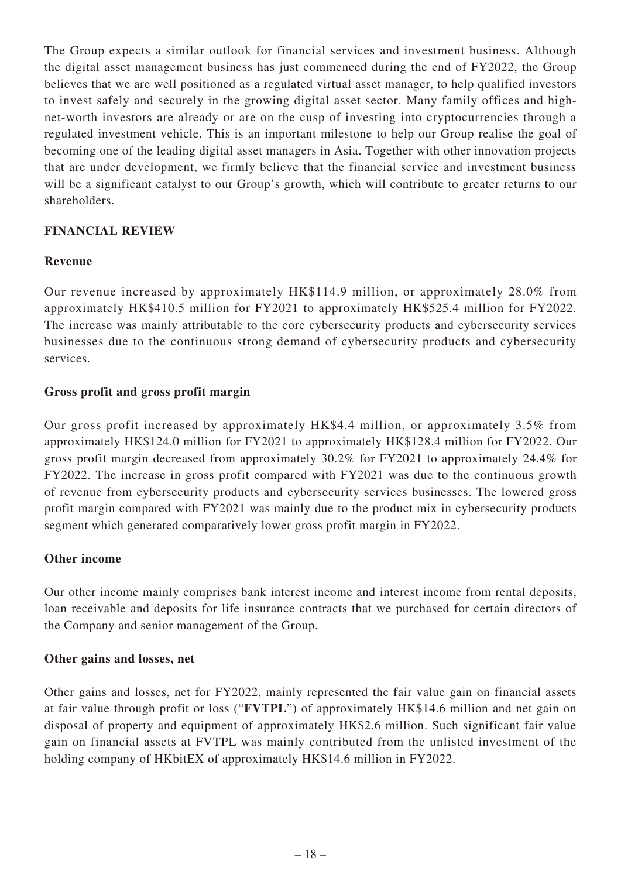The Group expects a similar outlook for financial services and investment business. Although the digital asset management business has just commenced during the end of FY2022, the Group believes that we are well positioned as a regulated virtual asset manager, to help qualified investors to invest safely and securely in the growing digital asset sector. Many family offices and high-net-worth investors are already or are on the cusp of investing into cryptocurrencies through a regulated investment vehicle. This is an important milestone to help our Group realise the goal of becoming one of the leading digital asset managers in Asia. Together with other innovation projects that are under development, we firmly believe that the financial service and investment business will be a significant catalyst to our Group's growth, which will contribute to greater returns to our shareholders.

## FINANCIAL REVIEW

### Revenue

Our revenue increased by approximately HK$114.9 million, or approximately 28.0% from approximately HK$410.5 million for FY2021 to approximately HK$525.4 million for FY2022. The increase was mainly attributable to the core cybersecurity products and cybersecurity services businesses due to the continuous strong demand of cybersecurity products and cybersecurity services.

### Gross profit and gross profit margin

Our gross profit increased by approximately HK$4.4 million, or approximately 3.5% from approximately HK$124.0 million for FY2021 to approximately HK$128.4 million for FY2022. Our gross profit margin decreased from approximately 30.2% for FY2021 to approximately 24.4% for FY2022. The increase in gross profit compared with FY2021 was due to the continuous growth of revenue from cybersecurity products and cybersecurity services businesses. The lowered gross profit margin compared with FY2021 was mainly due to the product mix in cybersecurity products segment which generated comparatively lower gross profit margin in FY2022.

### Other income

Our other income mainly comprises bank interest income and interest income from rental deposits, loan receivable and deposits for life insurance contracts that we purchased for certain directors of the Company and senior management of the Group.

### Other gains and losses, net

Other gains and losses, net for FY2022, mainly represented the fair value gain on financial assets at fair value through profit or loss ("**FVTPL**") of approximately HK$14.6 million and net gain on disposal of property and equipment of approximately HK$2.6 million. Such significant fair value gain on financial assets at FVTPL was mainly contributed from the unlisted investment of the holding company of HKbitEX of approximately HK$14.6 million in FY2022.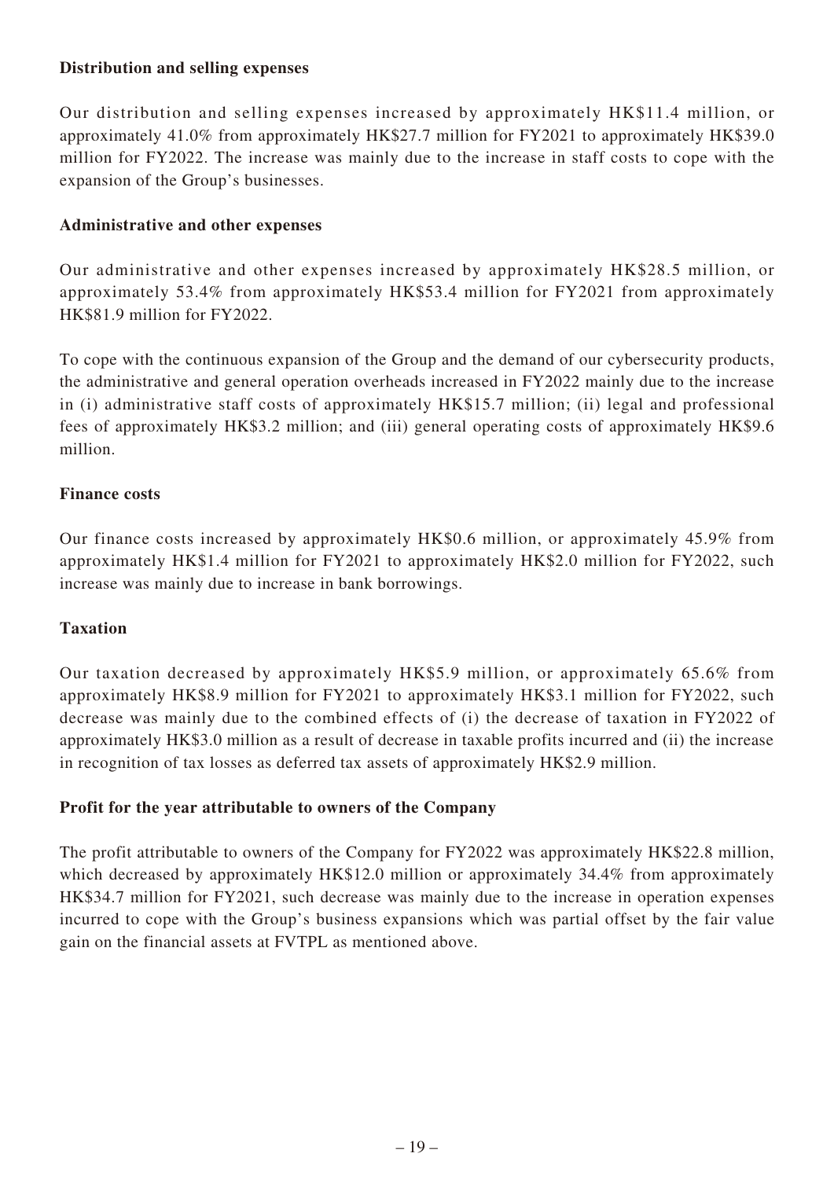**Distribution and selling expenses**

Our distribution and selling expenses increased by approximately HK$11.4 million, or approximately 41.0% from approximately HK$27.7 million for FY2021 to approximately HK$39.0 million for FY2022. The increase was mainly due to the increase in staff costs to cope with the expansion of the Group's businesses.

**Administrative and other expenses**

Our administrative and other expenses increased by approximately HK$28.5 million, or approximately 53.4% from approximately HK$53.4 million for FY2021 from approximately HK$81.9 million for FY2022.

To cope with the continuous expansion of the Group and the demand of our cybersecurity products, the administrative and general operation overheads increased in FY2022 mainly due to the increase in (i) administrative staff costs of approximately HK$15.7 million; (ii) legal and professional fees of approximately HK$3.2 million; and (iii) general operating costs of approximately HK$9.6 million.

**Finance costs**

Our finance costs increased by approximately HK$0.6 million, or approximately 45.9% from approximately HK$1.4 million for FY2021 to approximately HK$2.0 million for FY2022, such increase was mainly due to increase in bank borrowings.

**Taxation**

Our taxation decreased by approximately HK$5.9 million, or approximately 65.6% from approximately HK$8.9 million for FY2021 to approximately HK$3.1 million for FY2022, such decrease was mainly due to the combined effects of (i) the decrease of taxation in FY2022 of approximately HK$3.0 million as a result of decrease in taxable profits incurred and (ii) the increase in recognition of tax losses as deferred tax assets of approximately HK$2.9 million.

**Profit for the year attributable to owners of the Company**

The profit attributable to owners of the Company for FY2022 was approximately HK$22.8 million, which decreased by approximately HK$12.0 million or approximately 34.4% from approximately HK$34.7 million for FY2021, such decrease was mainly due to the increase in operation expenses incurred to cope with the Group's business expansions which was partial offset by the fair value gain on the financial assets at FVTPL as mentioned above.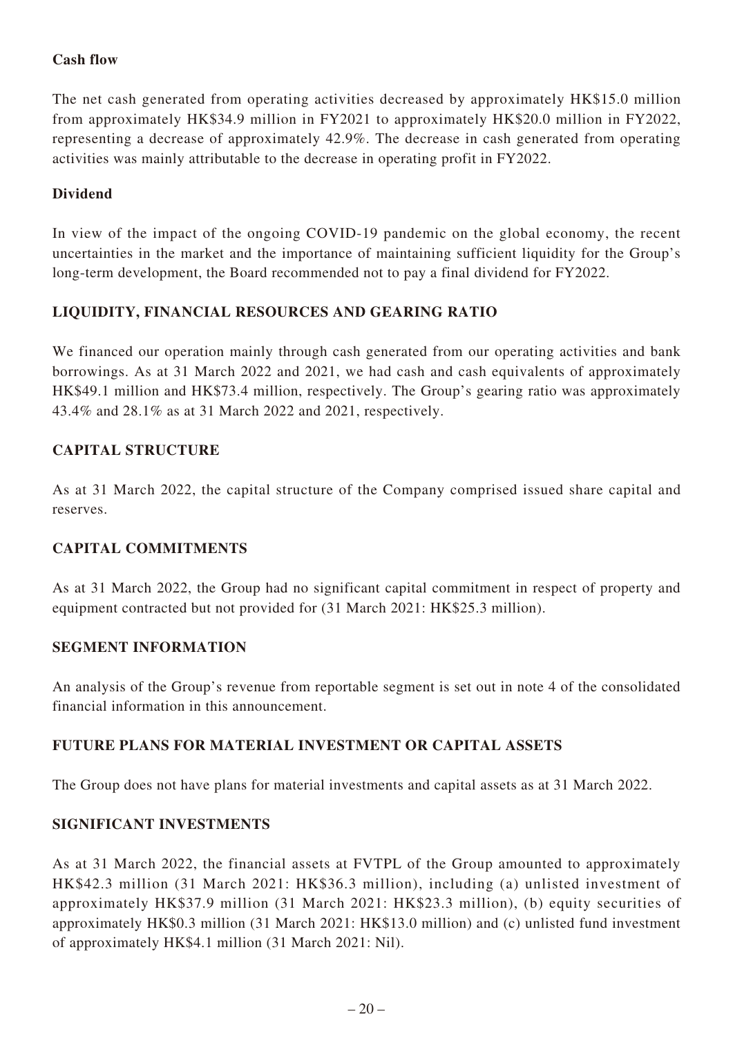**Cash flow**

The net cash generated from operating activities decreased by approximately HK$15.0 million from approximately HK$34.9 million in FY2021 to approximately HK$20.0 million in FY2022, representing a decrease of approximately 42.9%. The decrease in cash generated from operating activities was mainly attributable to the decrease in operating profit in FY2022.

**Dividend**

In view of the impact of the ongoing COVID-19 pandemic on the global economy, the recent uncertainties in the market and the importance of maintaining sufficient liquidity for the Group's long-term development, the Board recommended not to pay a final dividend for FY2022.

## LIQUIDITY, FINANCIAL RESOURCES AND GEARING RATIO

We financed our operation mainly through cash generated from our operating activities and bank borrowings. As at 31 March 2022 and 2021, we had cash and cash equivalents of approximately HK$49.1 million and HK$73.4 million, respectively. The Group's gearing ratio was approximately 43.4% and 28.1% as at 31 March 2022 and 2021, respectively.

## CAPITAL STRUCTURE

As at 31 March 2022, the capital structure of the Company comprised issued share capital and reserves.

## CAPITAL COMMITMENTS

As at 31 March 2022, the Group had no significant capital commitment in respect of property and equipment contracted but not provided for (31 March 2021: HK$25.3 million).

## SEGMENT INFORMATION

An analysis of the Group's revenue from reportable segment is set out in note 4 of the consolidated financial information in this announcement.

## FUTURE PLANS FOR MATERIAL INVESTMENT OR CAPITAL ASSETS

The Group does not have plans for material investments and capital assets as at 31 March 2022.

## SIGNIFICANT INVESTMENTS

As at 31 March 2022, the financial assets at FVTPL of the Group amounted to approximately HK$42.3 million (31 March 2021: HK$36.3 million), including (a) unlisted investment of approximately HK$37.9 million (31 March 2021: HK$23.3 million), (b) equity securities of approximately HK$0.3 million (31 March 2021: HK$13.0 million) and (c) unlisted fund investment of approximately HK$4.1 million (31 March 2021: Nil).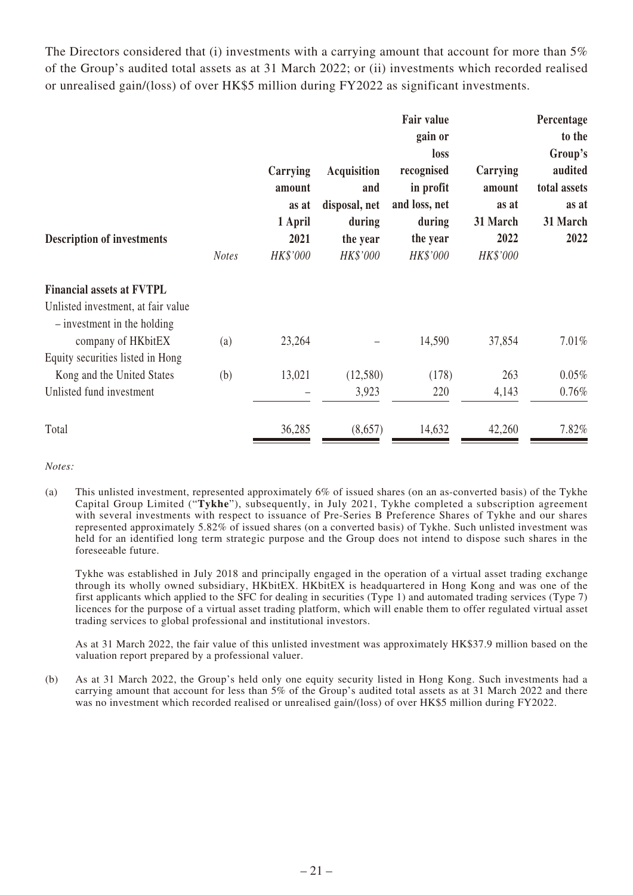The Directors considered that (i) investments with a carrying amount that account for more than 5% of the Group's audited total assets as at 31 March 2022; or (ii) investments which recorded realised or unrealised gain/(loss) of over HK$5 million during FY2022 as significant investments.

| Description of investments | Notes | Carrying amount as at 1 April 2021 | Acquisition and disposal, net during the year | Fair value gain or loss recognised in profit and loss, net during the year | Carrying amount as at 31 March 2022 | Percentage to the Group's audited total assets as at 31 March 2022 |
|---|---|---|---|---|---|---|
| | | *HK$'000* | *HK$'000* | *HK$'000* | *HK$'000* | |
| **Financial assets at FVTPL** | | | | | | |
| Unlisted investment, at fair value – investment in the holding company of HKbitEX | (a) | 23,264 | – | 14,590 | 37,854 | 7.01% |
| Equity securities listed in Hong Kong and the United States | (b) | 13,021 | (12,580) | (178) | 263 | 0.05% |
| Unlisted fund investment | | – | 3,923 | 220 | 4,143 | 0.76% |
| Total | | 36,285 | (8,657) | 14,632 | 42,260 | 7.82% |

*Notes:*

(a) This unlisted investment, represented approximately 6% of issued shares (on an as-converted basis) of the Tykhe Capital Group Limited ("**Tykhe**"), subsequently, in July 2021, Tykhe completed a subscription agreement with several investments with respect to issuance of Pre-Series B Preference Shares of Tykhe and our shares represented approximately 5.82% of issued shares (on a converted basis) of Tykhe. Such unlisted investment was held for an identified long term strategic purpose and the Group does not intend to dispose such shares in the foreseeable future.

Tykhe was established in July 2018 and principally engaged in the operation of a virtual asset trading exchange through its wholly owned subsidiary, HKbitEX. HKbitEX is headquartered in Hong Kong and was one of the first applicants which applied to the SFC for dealing in securities (Type 1) and automated trading services (Type 7) licences for the purpose of a virtual asset trading platform, which will enable them to offer regulated virtual asset trading services to global professional and institutional investors.

As at 31 March 2022, the fair value of this unlisted investment was approximately HK$37.9 million based on the valuation report prepared by a professional valuer.

(b) As at 31 March 2022, the Group's held only one equity security listed in Hong Kong. Such investments had a carrying amount that account for less than 5% of the Group's audited total assets as at 31 March 2022 and there was no investment which recorded realised or unrealised gain/(loss) of over HK$5 million during FY2022.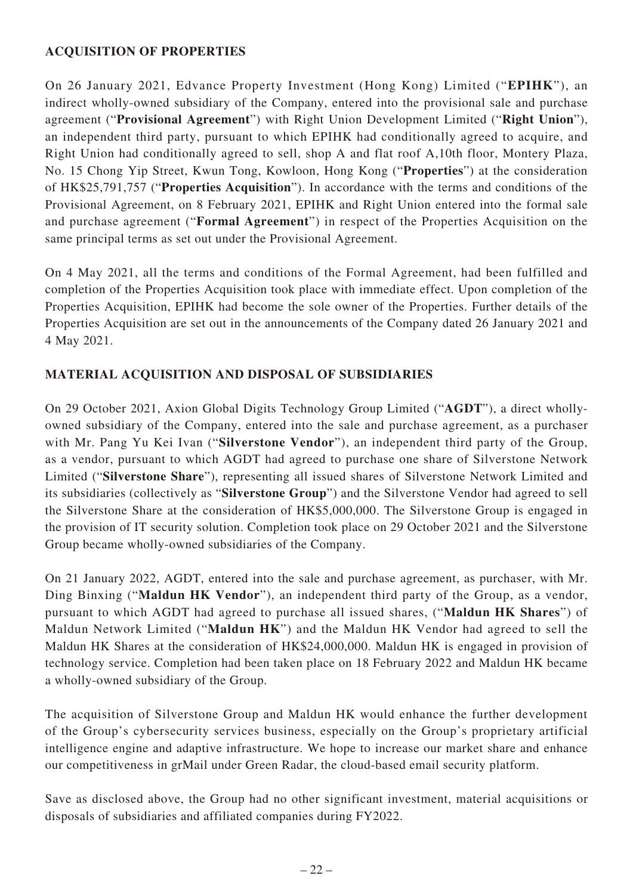## ACQUISITION OF PROPERTIES

On 26 January 2021, Edvance Property Investment (Hong Kong) Limited ("**EPIHK**"), an indirect wholly-owned subsidiary of the Company, entered into the provisional sale and purchase agreement ("**Provisional Agreement**") with Right Union Development Limited ("**Right Union**"), an independent third party, pursuant to which EPIHK had conditionally agreed to acquire, and Right Union had conditionally agreed to sell, shop A and flat roof A,10th floor, Montery Plaza, No. 15 Chong Yip Street, Kwun Tong, Kowloon, Hong Kong ("**Properties**") at the consideration of HK$25,791,757 ("**Properties Acquisition**"). In accordance with the terms and conditions of the Provisional Agreement, on 8 February 2021, EPIHK and Right Union entered into the formal sale and purchase agreement ("**Formal Agreement**") in respect of the Properties Acquisition on the same principal terms as set out under the Provisional Agreement.

On 4 May 2021, all the terms and conditions of the Formal Agreement, had been fulfilled and completion of the Properties Acquisition took place with immediate effect. Upon completion of the Properties Acquisition, EPIHK had become the sole owner of the Properties. Further details of the Properties Acquisition are set out in the announcements of the Company dated 26 January 2021 and 4 May 2021.

## MATERIAL ACQUISITION AND DISPOSAL OF SUBSIDIARIES

On 29 October 2021, Axion Global Digits Technology Group Limited ("**AGDT**"), a direct wholly-owned subsidiary of the Company, entered into the sale and purchase agreement, as a purchaser with Mr. Pang Yu Kei Ivan ("**Silverstone Vendor**"), an independent third party of the Group, as a vendor, pursuant to which AGDT had agreed to purchase one share of Silverstone Network Limited ("**Silverstone Share**"), representing all issued shares of Silverstone Network Limited and its subsidiaries (collectively as "**Silverstone Group**") and the Silverstone Vendor had agreed to sell the Silverstone Share at the consideration of HK$5,000,000. The Silverstone Group is engaged in the provision of IT security solution. Completion took place on 29 October 2021 and the Silverstone Group became wholly-owned subsidiaries of the Company.

On 21 January 2022, AGDT, entered into the sale and purchase agreement, as purchaser, with Mr. Ding Binxing ("**Maldun HK Vendor**"), an independent third party of the Group, as a vendor, pursuant to which AGDT had agreed to purchase all issued shares, ("**Maldun HK Shares**") of Maldun Network Limited ("**Maldun HK**") and the Maldun HK Vendor had agreed to sell the Maldun HK Shares at the consideration of HK$24,000,000. Maldun HK is engaged in provision of technology service. Completion had been taken place on 18 February 2022 and Maldun HK became a wholly-owned subsidiary of the Group.

The acquisition of Silverstone Group and Maldun HK would enhance the further development of the Group's cybersecurity services business, especially on the Group's proprietary artificial intelligence engine and adaptive infrastructure. We hope to increase our market share and enhance our competitiveness in grMail under Green Radar, the cloud-based email security platform.

Save as disclosed above, the Group had no other significant investment, material acquisitions or disposals of subsidiaries and affiliated companies during FY2022.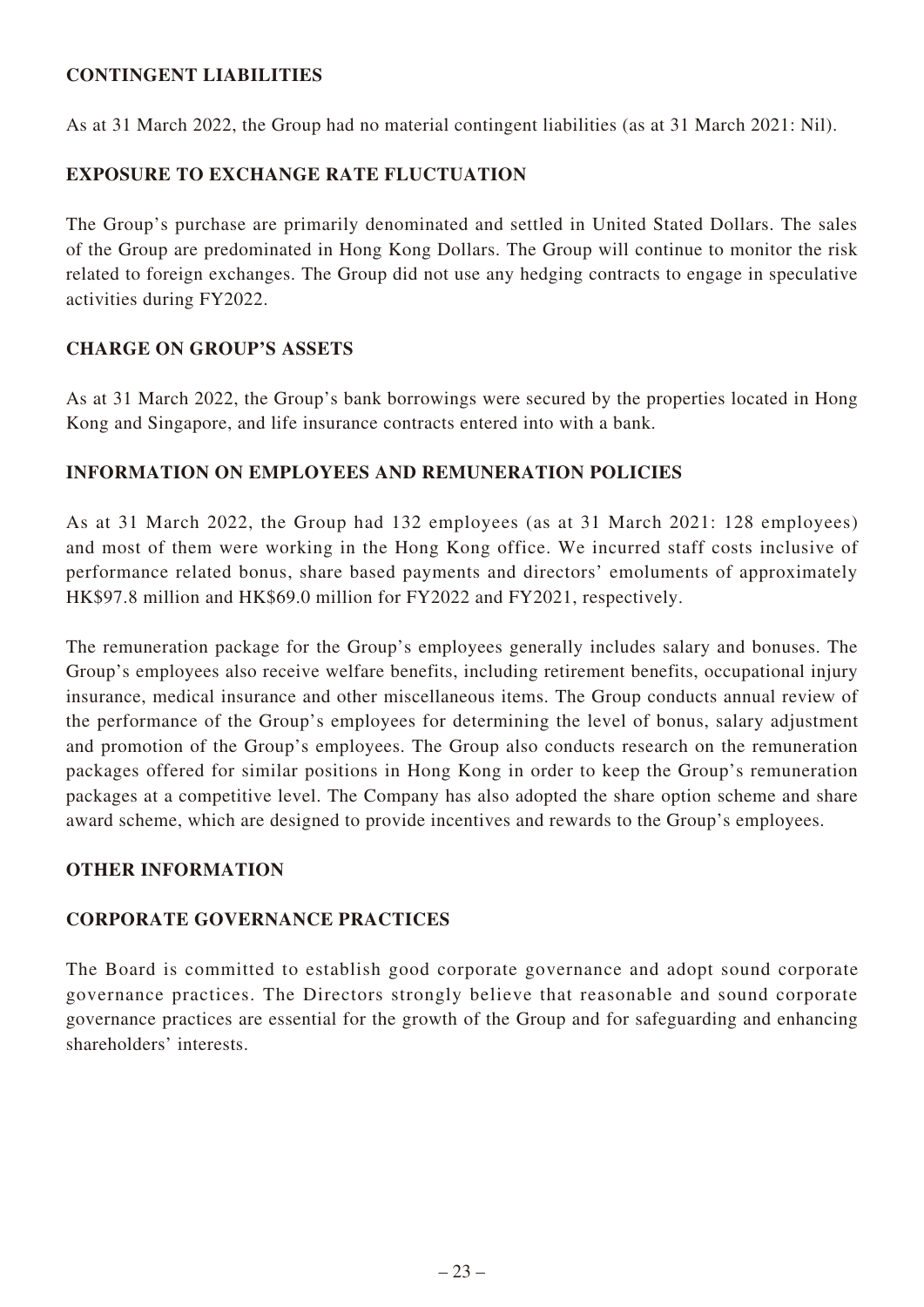## CONTINGENT LIABILITIES

As at 31 March 2022, the Group had no material contingent liabilities (as at 31 March 2021: Nil).

## EXPOSURE TO EXCHANGE RATE FLUCTUATION

The Group's purchase are primarily denominated and settled in United Stated Dollars. The sales of the Group are predominated in Hong Kong Dollars. The Group will continue to monitor the risk related to foreign exchanges. The Group did not use any hedging contracts to engage in speculative activities during FY2022.

## CHARGE ON GROUP'S ASSETS

As at 31 March 2022, the Group's bank borrowings were secured by the properties located in Hong Kong and Singapore, and life insurance contracts entered into with a bank.

## INFORMATION ON EMPLOYEES AND REMUNERATION POLICIES

As at 31 March 2022, the Group had 132 employees (as at 31 March 2021: 128 employees) and most of them were working in the Hong Kong office. We incurred staff costs inclusive of performance related bonus, share based payments and directors' emoluments of approximately HK$97.8 million and HK$69.0 million for FY2022 and FY2021, respectively.

The remuneration package for the Group's employees generally includes salary and bonuses. The Group's employees also receive welfare benefits, including retirement benefits, occupational injury insurance, medical insurance and other miscellaneous items. The Group conducts annual review of the performance of the Group's employees for determining the level of bonus, salary adjustment and promotion of the Group's employees. The Group also conducts research on the remuneration packages offered for similar positions in Hong Kong in order to keep the Group's remuneration packages at a competitive level. The Company has also adopted the share option scheme and share award scheme, which are designed to provide incentives and rewards to the Group's employees.

## OTHER INFORMATION

## CORPORATE GOVERNANCE PRACTICES

The Board is committed to establish good corporate governance and adopt sound corporate governance practices. The Directors strongly believe that reasonable and sound corporate governance practices are essential for the growth of the Group and for safeguarding and enhancing shareholders' interests.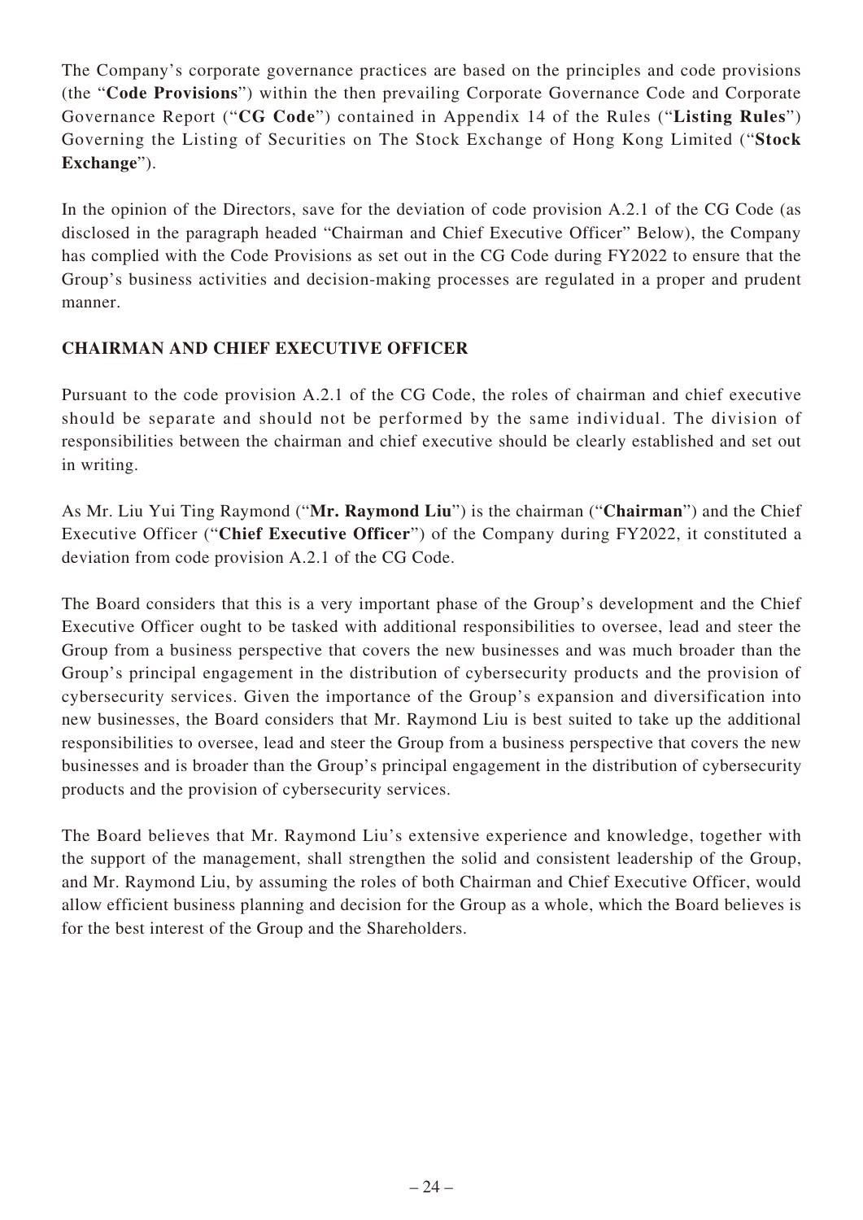The Company's corporate governance practices are based on the principles and code provisions (the "**Code Provisions**") within the then prevailing Corporate Governance Code and Corporate Governance Report ("**CG Code**") contained in Appendix 14 of the Rules ("**Listing Rules**") Governing the Listing of Securities on The Stock Exchange of Hong Kong Limited ("**Stock Exchange**").

In the opinion of the Directors, save for the deviation of code provision A.2.1 of the CG Code (as disclosed in the paragraph headed "Chairman and Chief Executive Officer" Below), the Company has complied with the Code Provisions as set out in the CG Code during FY2022 to ensure that the Group's business activities and decision-making processes are regulated in a proper and prudent manner.

## CHAIRMAN AND CHIEF EXECUTIVE OFFICER

Pursuant to the code provision A.2.1 of the CG Code, the roles of chairman and chief executive should be separate and should not be performed by the same individual. The division of responsibilities between the chairman and chief executive should be clearly established and set out in writing.

As Mr. Liu Yui Ting Raymond ("**Mr. Raymond Liu**") is the chairman ("**Chairman**") and the Chief Executive Officer ("**Chief Executive Officer**") of the Company during FY2022, it constituted a deviation from code provision A.2.1 of the CG Code.

The Board considers that this is a very important phase of the Group's development and the Chief Executive Officer ought to be tasked with additional responsibilities to oversee, lead and steer the Group from a business perspective that covers the new businesses and was much broader than the Group's principal engagement in the distribution of cybersecurity products and the provision of cybersecurity services. Given the importance of the Group's expansion and diversification into new businesses, the Board considers that Mr. Raymond Liu is best suited to take up the additional responsibilities to oversee, lead and steer the Group from a business perspective that covers the new businesses and is broader than the Group's principal engagement in the distribution of cybersecurity products and the provision of cybersecurity services.

The Board believes that Mr. Raymond Liu's extensive experience and knowledge, together with the support of the management, shall strengthen the solid and consistent leadership of the Group, and Mr. Raymond Liu, by assuming the roles of both Chairman and Chief Executive Officer, would allow efficient business planning and decision for the Group as a whole, which the Board believes is for the best interest of the Group and the Shareholders.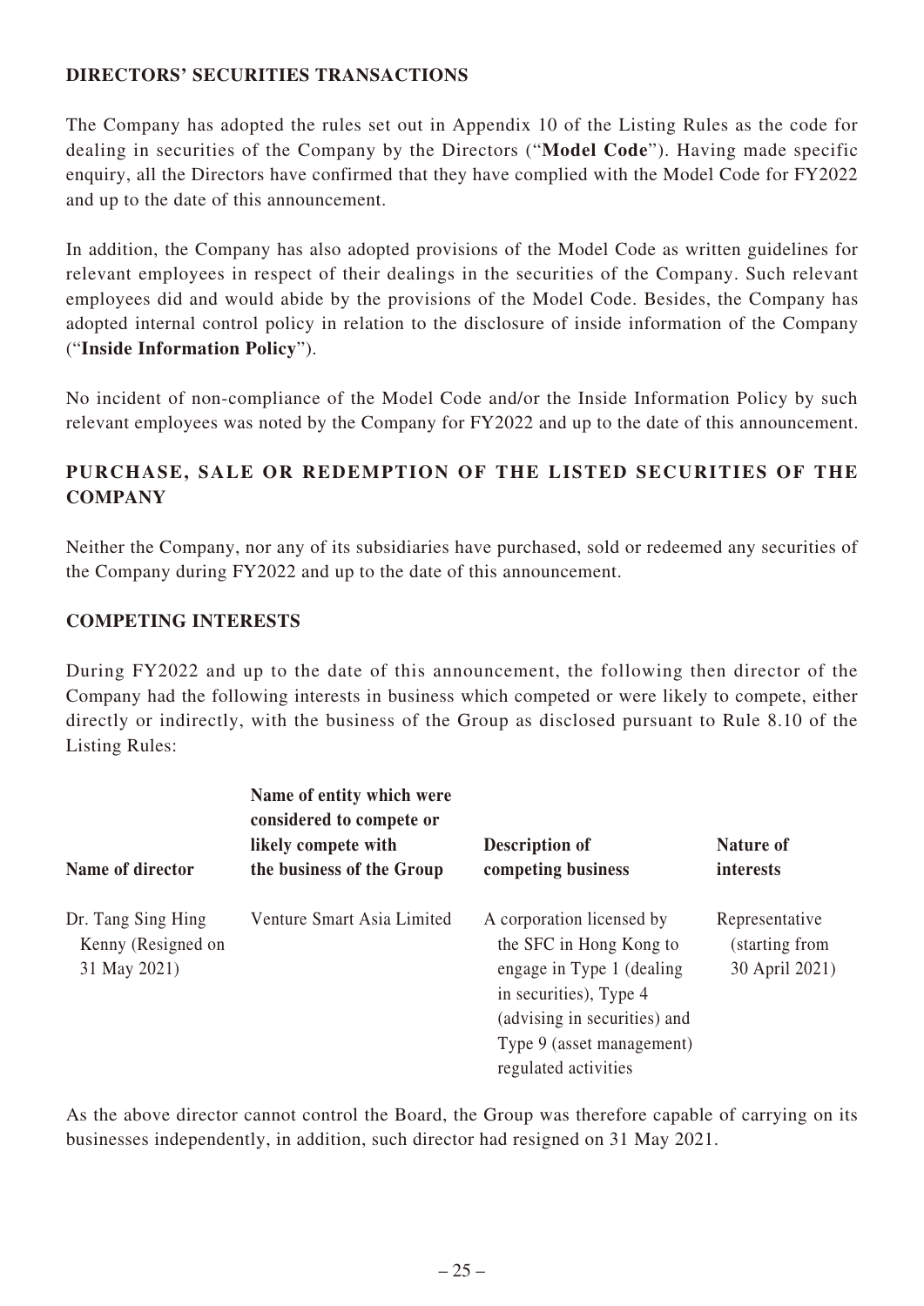## DIRECTORS' SECURITIES TRANSACTIONS

The Company has adopted the rules set out in Appendix 10 of the Listing Rules as the code for dealing in securities of the Company by the Directors ("**Model Code**"). Having made specific enquiry, all the Directors have confirmed that they have complied with the Model Code for FY2022 and up to the date of this announcement.

In addition, the Company has also adopted provisions of the Model Code as written guidelines for relevant employees in respect of their dealings in the securities of the Company. Such relevant employees did and would abide by the provisions of the Model Code. Besides, the Company has adopted internal control policy in relation to the disclosure of inside information of the Company ("**Inside Information Policy**").

No incident of non-compliance of the Model Code and/or the Inside Information Policy by such relevant employees was noted by the Company for FY2022 and up to the date of this announcement.

## PURCHASE, SALE OR REDEMPTION OF THE LISTED SECURITIES OF THE COMPANY

Neither the Company, nor any of its subsidiaries have purchased, sold or redeemed any securities of the Company during FY2022 and up to the date of this announcement.

## COMPETING INTERESTS

During FY2022 and up to the date of this announcement, the following then director of the Company had the following interests in business which competed or were likely to compete, either directly or indirectly, with the business of the Group as disclosed pursuant to Rule 8.10 of the Listing Rules:

| Name of director | Name of entity which were considered to compete or likely compete with the business of the Group | Description of competing business | Nature of interests |
|---|---|---|---|
| Dr. Tang Sing Hing Kenny (Resigned on 31 May 2021) | Venture Smart Asia Limited | A corporation licensed by the SFC in Hong Kong to engage in Type 1 (dealing in securities), Type 4 (advising in securities) and Type 9 (asset management) regulated activities | Representative (starting from 30 April 2021) |

As the above director cannot control the Board, the Group was therefore capable of carrying on its businesses independently, in addition, such director had resigned on 31 May 2021.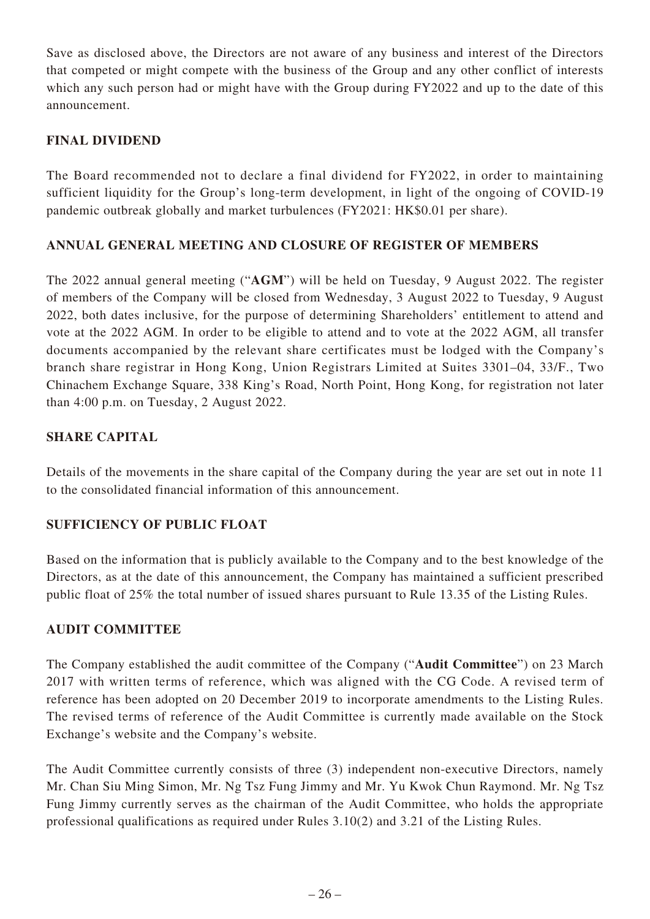Save as disclosed above, the Directors are not aware of any business and interest of the Directors that competed or might compete with the business of the Group and any other conflict of interests which any such person had or might have with the Group during FY2022 and up to the date of this announcement.

## FINAL DIVIDEND

The Board recommended not to declare a final dividend for FY2022, in order to maintaining sufficient liquidity for the Group's long-term development, in light of the ongoing of COVID-19 pandemic outbreak globally and market turbulences (FY2021: HK$0.01 per share).

## ANNUAL GENERAL MEETING AND CLOSURE OF REGISTER OF MEMBERS

The 2022 annual general meeting ("**AGM**") will be held on Tuesday, 9 August 2022. The register of members of the Company will be closed from Wednesday, 3 August 2022 to Tuesday, 9 August 2022, both dates inclusive, for the purpose of determining Shareholders' entitlement to attend and vote at the 2022 AGM. In order to be eligible to attend and to vote at the 2022 AGM, all transfer documents accompanied by the relevant share certificates must be lodged with the Company's branch share registrar in Hong Kong, Union Registrars Limited at Suites 3301–04, 33/F., Two Chinachem Exchange Square, 338 King's Road, North Point, Hong Kong, for registration not later than 4:00 p.m. on Tuesday, 2 August 2022.

## SHARE CAPITAL

Details of the movements in the share capital of the Company during the year are set out in note 11 to the consolidated financial information of this announcement.

## SUFFICIENCY OF PUBLIC FLOAT

Based on the information that is publicly available to the Company and to the best knowledge of the Directors, as at the date of this announcement, the Company has maintained a sufficient prescribed public float of 25% the total number of issued shares pursuant to Rule 13.35 of the Listing Rules.

## AUDIT COMMITTEE

The Company established the audit committee of the Company ("**Audit Committee**") on 23 March 2017 with written terms of reference, which was aligned with the CG Code. A revised term of reference has been adopted on 20 December 2019 to incorporate amendments to the Listing Rules. The revised terms of reference of the Audit Committee is currently made available on the Stock Exchange's website and the Company's website.

The Audit Committee currently consists of three (3) independent non-executive Directors, namely Mr. Chan Siu Ming Simon, Mr. Ng Tsz Fung Jimmy and Mr. Yu Kwok Chun Raymond. Mr. Ng Tsz Fung Jimmy currently serves as the chairman of the Audit Committee, who holds the appropriate professional qualifications as required under Rules 3.10(2) and 3.21 of the Listing Rules.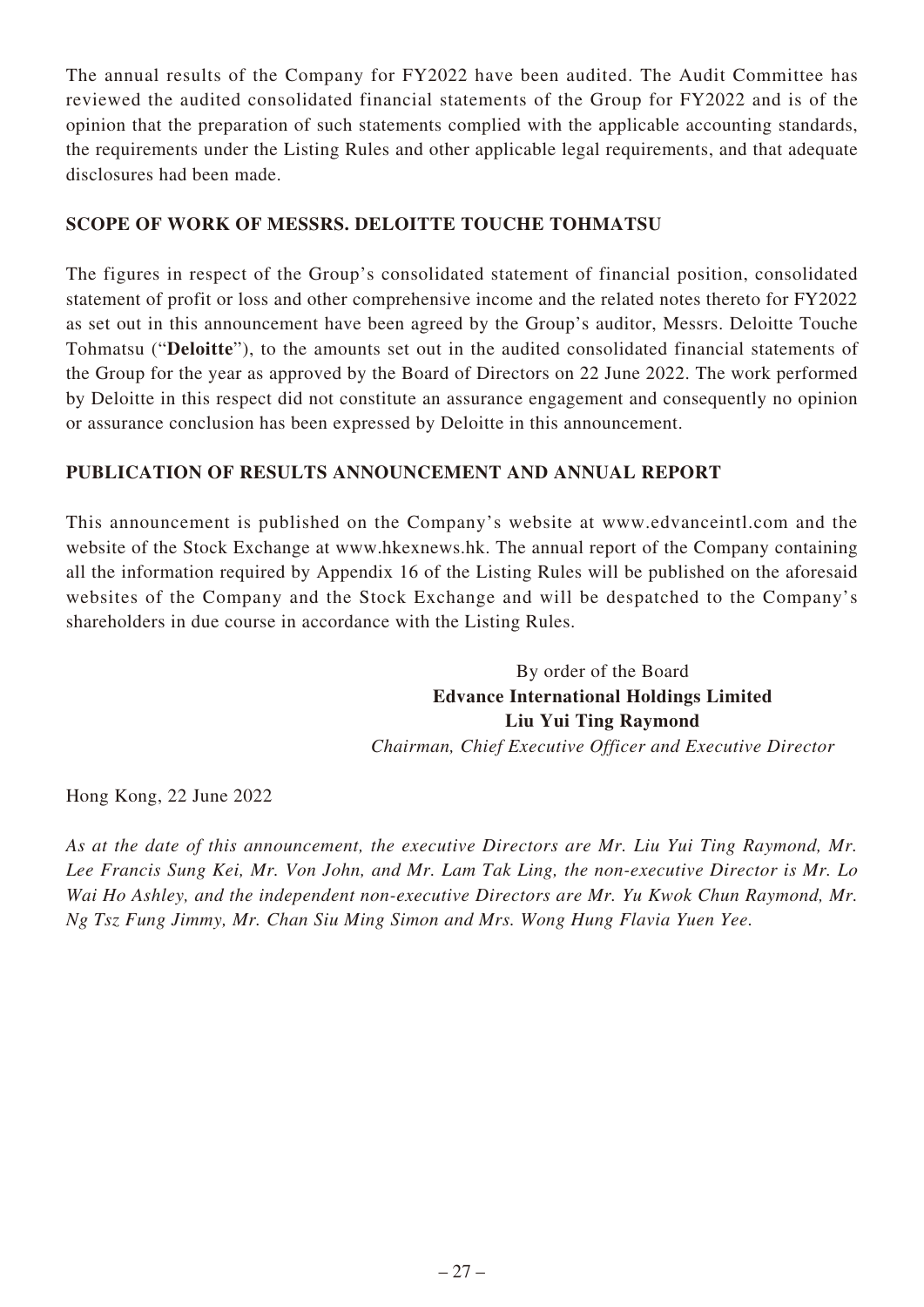The annual results of the Company for FY2022 have been audited. The Audit Committee has reviewed the audited consolidated financial statements of the Group for FY2022 and is of the opinion that the preparation of such statements complied with the applicable accounting standards, the requirements under the Listing Rules and other applicable legal requirements, and that adequate disclosures had been made.

## SCOPE OF WORK OF MESSRS. DELOITTE TOUCHE TOHMATSU

The figures in respect of the Group's consolidated statement of financial position, consolidated statement of profit or loss and other comprehensive income and the related notes thereto for FY2022 as set out in this announcement have been agreed by the Group's auditor, Messrs. Deloitte Touche Tohmatsu ("**Deloitte**"), to the amounts set out in the audited consolidated financial statements of the Group for the year as approved by the Board of Directors on 22 June 2022. The work performed by Deloitte in this respect did not constitute an assurance engagement and consequently no opinion or assurance conclusion has been expressed by Deloitte in this announcement.

## PUBLICATION OF RESULTS ANNOUNCEMENT AND ANNUAL REPORT

This announcement is published on the Company's website at www.edvanceintl.com and the website of the Stock Exchange at www.hkexnews.hk. The annual report of the Company containing all the information required by Appendix 16 of the Listing Rules will be published on the aforesaid websites of the Company and the Stock Exchange and will be despatched to the Company's shareholders in due course in accordance with the Listing Rules.

By order of the Board
**Edvance International Holdings Limited**
**Liu Yui Ting Raymond**
*Chairman, Chief Executive Officer and Executive Director*

Hong Kong, 22 June 2022

*As at the date of this announcement, the executive Directors are Mr. Liu Yui Ting Raymond, Mr. Lee Francis Sung Kei, Mr. Von John, and Mr. Lam Tak Ling, the non-executive Director is Mr. Lo Wai Ho Ashley, and the independent non-executive Directors are Mr. Yu Kwok Chun Raymond, Mr. Ng Tsz Fung Jimmy, Mr. Chan Siu Ming Simon and Mrs. Wong Hung Flavia Yuen Yee.*